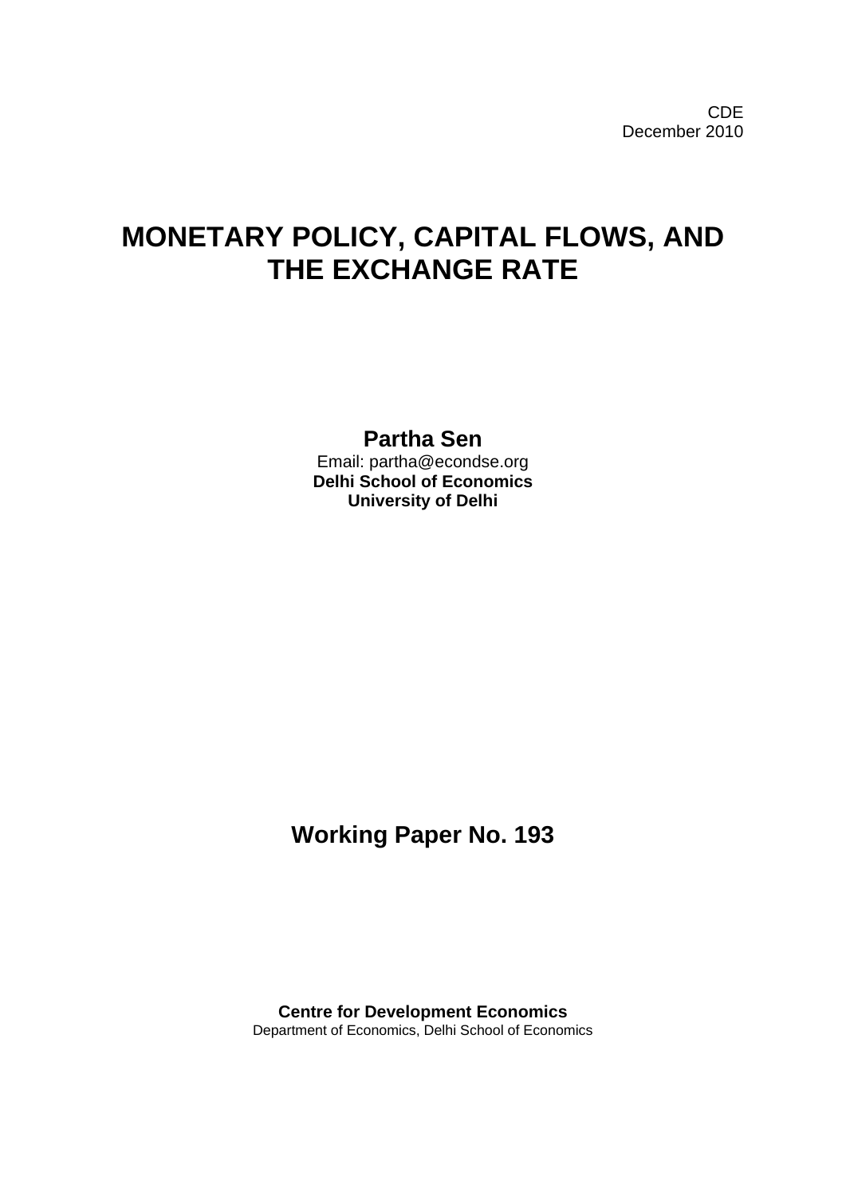CDE
December 2010

# MONETARY POLICY, CAPITAL FLOWS, AND THE EXCHANGE RATE

**Partha Sen**
Email: partha@econdse.org
**Delhi School of Economics**
**University of Delhi**

## Working Paper No. 193

**Centre for Development Economics**
Department of Economics, Delhi School of Economics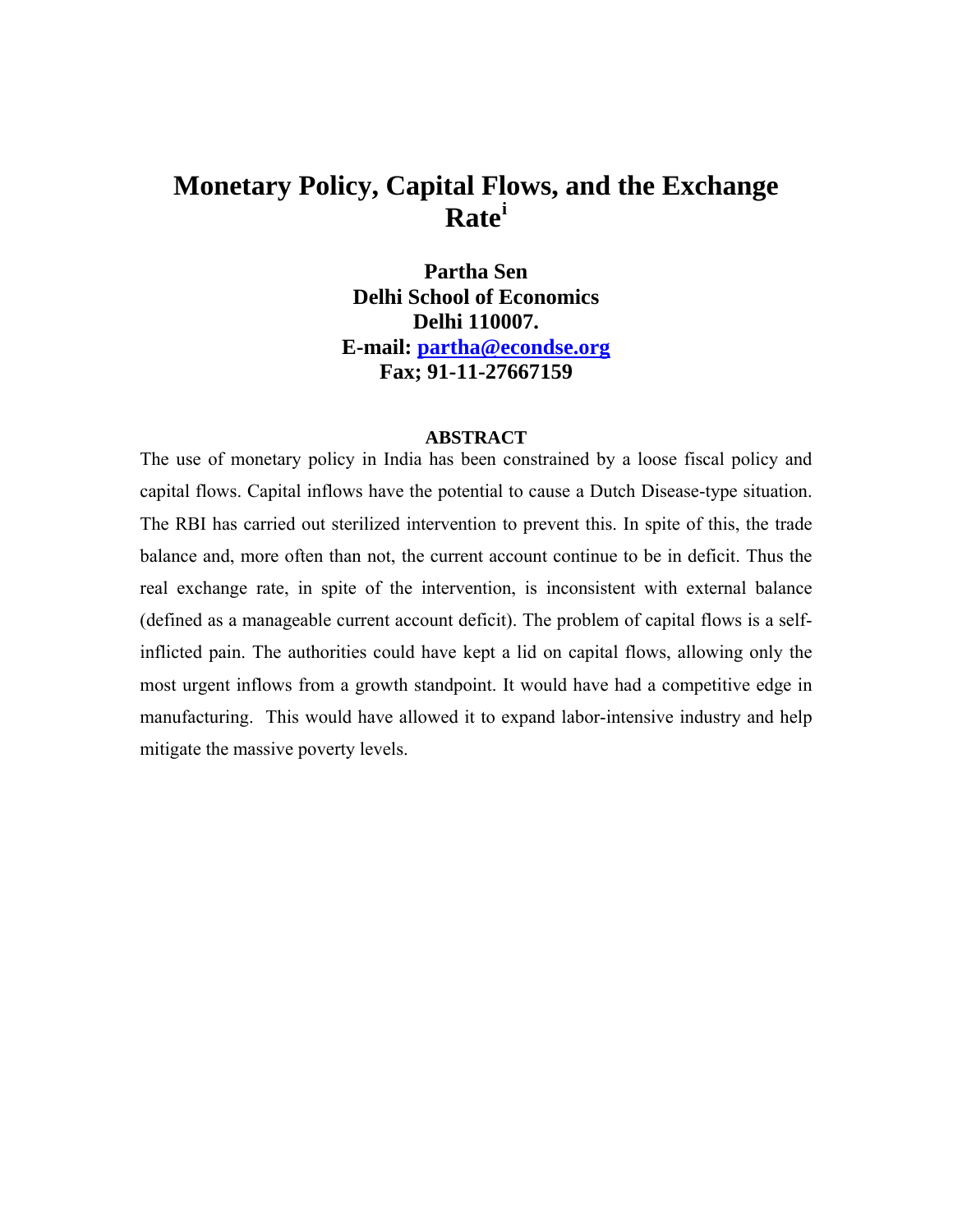# Monetary Policy, Capital Flows, and the Exchange Rate[i]

**Partha Sen**
**Delhi School of Economics**
**Delhi 110007.**
**E-mail: partha@econdse.org**
**Fax; 91-11-27667159**

## ABSTRACT

The use of monetary policy in India has been constrained by a loose fiscal policy and capital flows. Capital inflows have the potential to cause a Dutch Disease-type situation. The RBI has carried out sterilized intervention to prevent this. In spite of this, the trade balance and, more often than not, the current account continue to be in deficit. Thus the real exchange rate, in spite of the intervention, is inconsistent with external balance (defined as a manageable current account deficit). The problem of capital flows is a self-inflicted pain. The authorities could have kept a lid on capital flows, allowing only the most urgent inflows from a growth standpoint. It would have had a competitive edge in manufacturing. This would have allowed it to expand labor-intensive industry and help mitigate the massive poverty levels.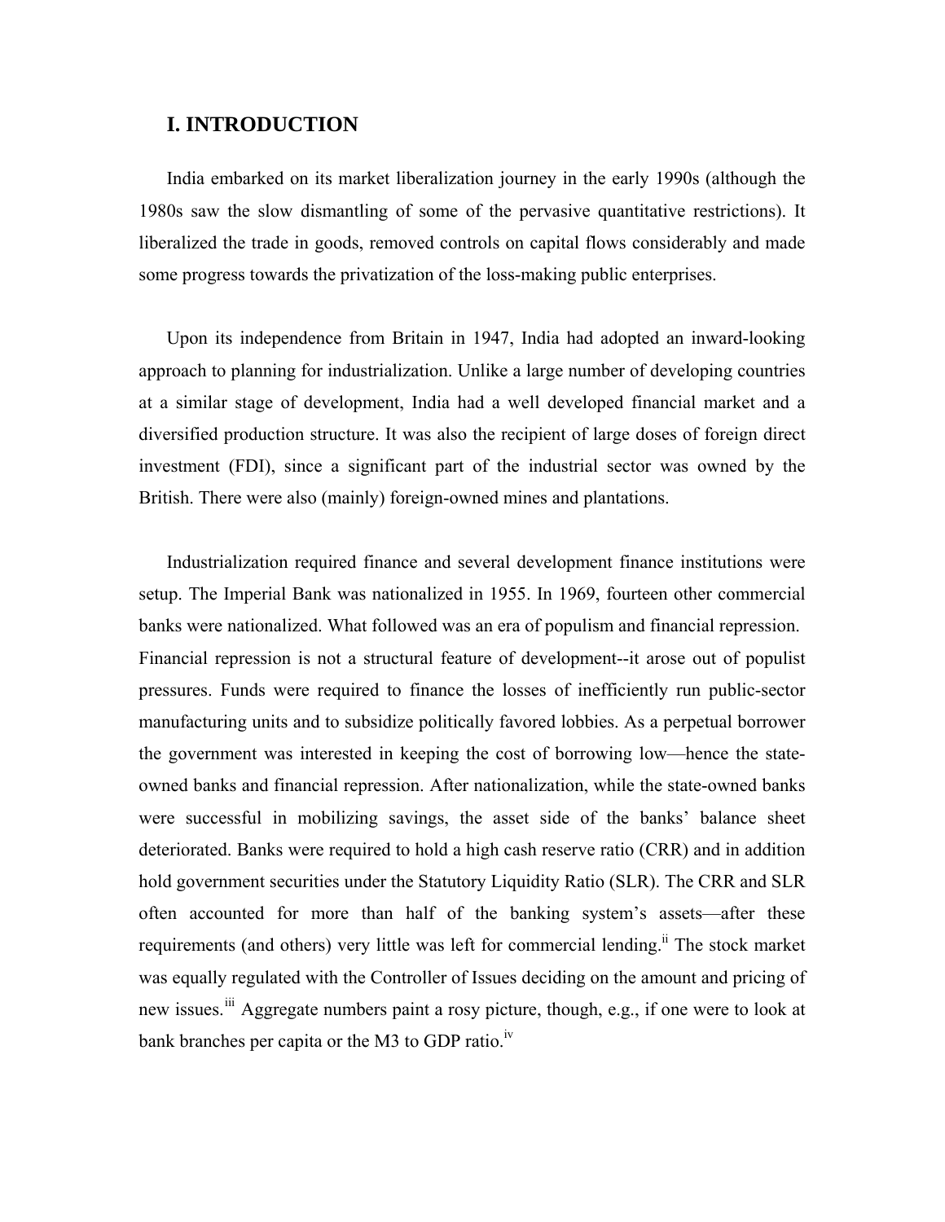# I. INTRODUCTION

India embarked on its market liberalization journey in the early 1990s (although the 1980s saw the slow dismantling of some of the pervasive quantitative restrictions). It liberalized the trade in goods, removed controls on capital flows considerably and made some progress towards the privatization of the loss-making public enterprises.

Upon its independence from Britain in 1947, India had adopted an inward-looking approach to planning for industrialization. Unlike a large number of developing countries at a similar stage of development, India had a well developed financial market and a diversified production structure. It was also the recipient of large doses of foreign direct investment (FDI), since a significant part of the industrial sector was owned by the British. There were also (mainly) foreign-owned mines and plantations.

Industrialization required finance and several development finance institutions were setup. The Imperial Bank was nationalized in 1955. In 1969, fourteen other commercial banks were nationalized. What followed was an era of populism and financial repression. Financial repression is not a structural feature of development--it arose out of populist pressures. Funds were required to finance the losses of inefficiently run public-sector manufacturing units and to subsidize politically favored lobbies. As a perpetual borrower the government was interested in keeping the cost of borrowing low—hence the state-owned banks and financial repression. After nationalization, while the state-owned banks were successful in mobilizing savings, the asset side of the banks' balance sheet deteriorated. Banks were required to hold a high cash reserve ratio (CRR) and in addition hold government securities under the Statutory Liquidity Ratio (SLR). The CRR and SLR often accounted for more than half of the banking system's assets—after these requirements (and others) very little was left for commercial lending.[ii] The stock market was equally regulated with the Controller of Issues deciding on the amount and pricing of new issues.[iii] Aggregate numbers paint a rosy picture, though, e.g., if one were to look at bank branches per capita or the M3 to GDP ratio.[iv]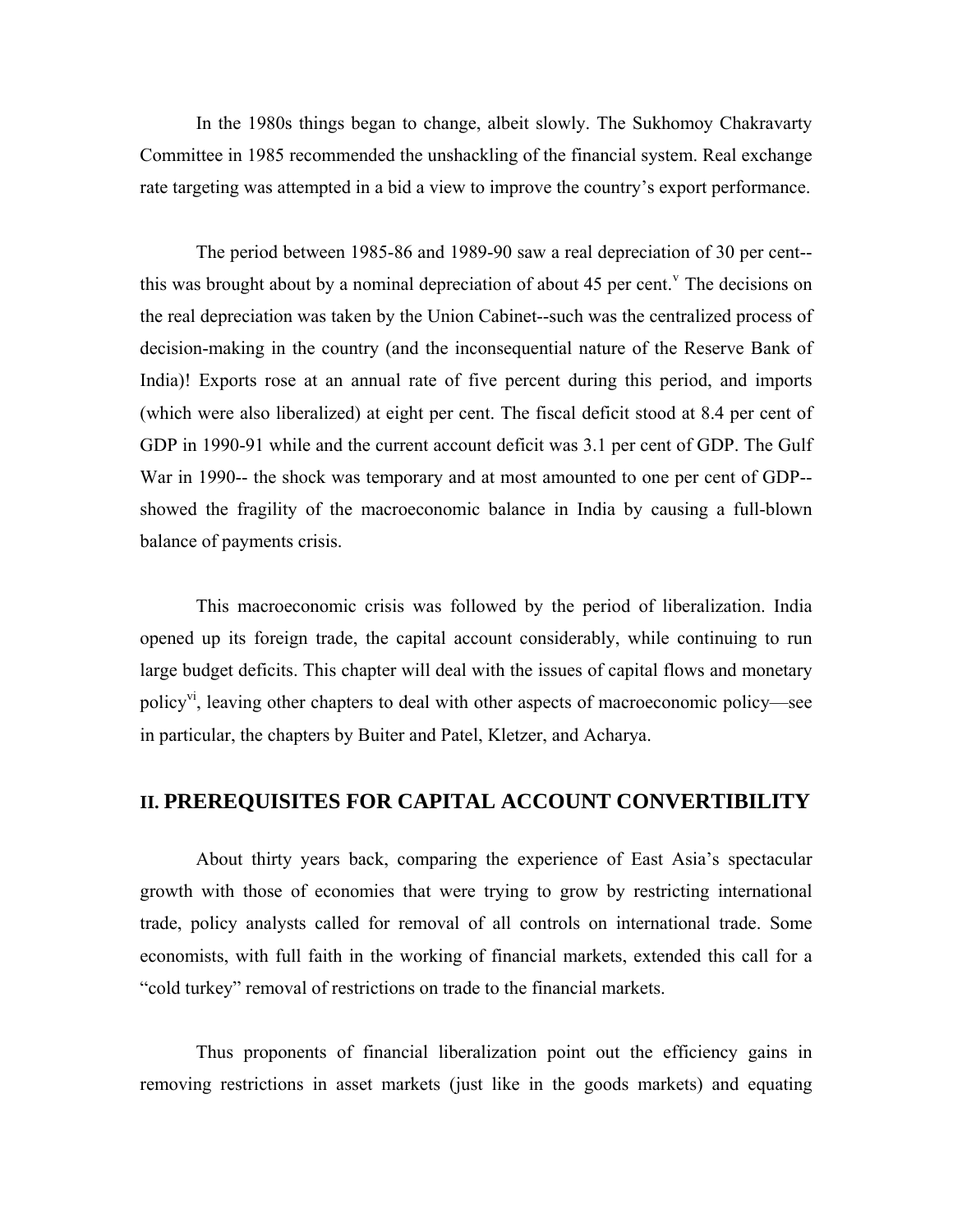In the 1980s things began to change, albeit slowly. The Sukhomoy Chakravarty Committee in 1985 recommended the unshackling of the financial system. Real exchange rate targeting was attempted in a bid a view to improve the country's export performance.

The period between 1985-86 and 1989-90 saw a real depreciation of 30 per cent--this was brought about by a nominal depreciation of about 45 per cent.[v] The decisions on the real depreciation was taken by the Union Cabinet--such was the centralized process of decision-making in the country (and the inconsequential nature of the Reserve Bank of India)! Exports rose at an annual rate of five percent during this period, and imports (which were also liberalized) at eight per cent. The fiscal deficit stood at 8.4 per cent of GDP in 1990-91 while and the current account deficit was 3.1 per cent of GDP. The Gulf War in 1990-- the shock was temporary and at most amounted to one per cent of GDP--showed the fragility of the macroeconomic balance in India by causing a full-blown balance of payments crisis.

This macroeconomic crisis was followed by the period of liberalization. India opened up its foreign trade, the capital account considerably, while continuing to run large budget deficits. This chapter will deal with the issues of capital flows and monetary policy[vi], leaving other chapters to deal with other aspects of macroeconomic policy—see in particular, the chapters by Buiter and Patel, Kletzer, and Acharya.

## II. PREREQUISITES FOR CAPITAL ACCOUNT CONVERTIBILITY

About thirty years back, comparing the experience of East Asia's spectacular growth with those of economies that were trying to grow by restricting international trade, policy analysts called for removal of all controls on international trade. Some economists, with full faith in the working of financial markets, extended this call for a "cold turkey" removal of restrictions on trade to the financial markets.

Thus proponents of financial liberalization point out the efficiency gains in removing restrictions in asset markets (just like in the goods markets) and equating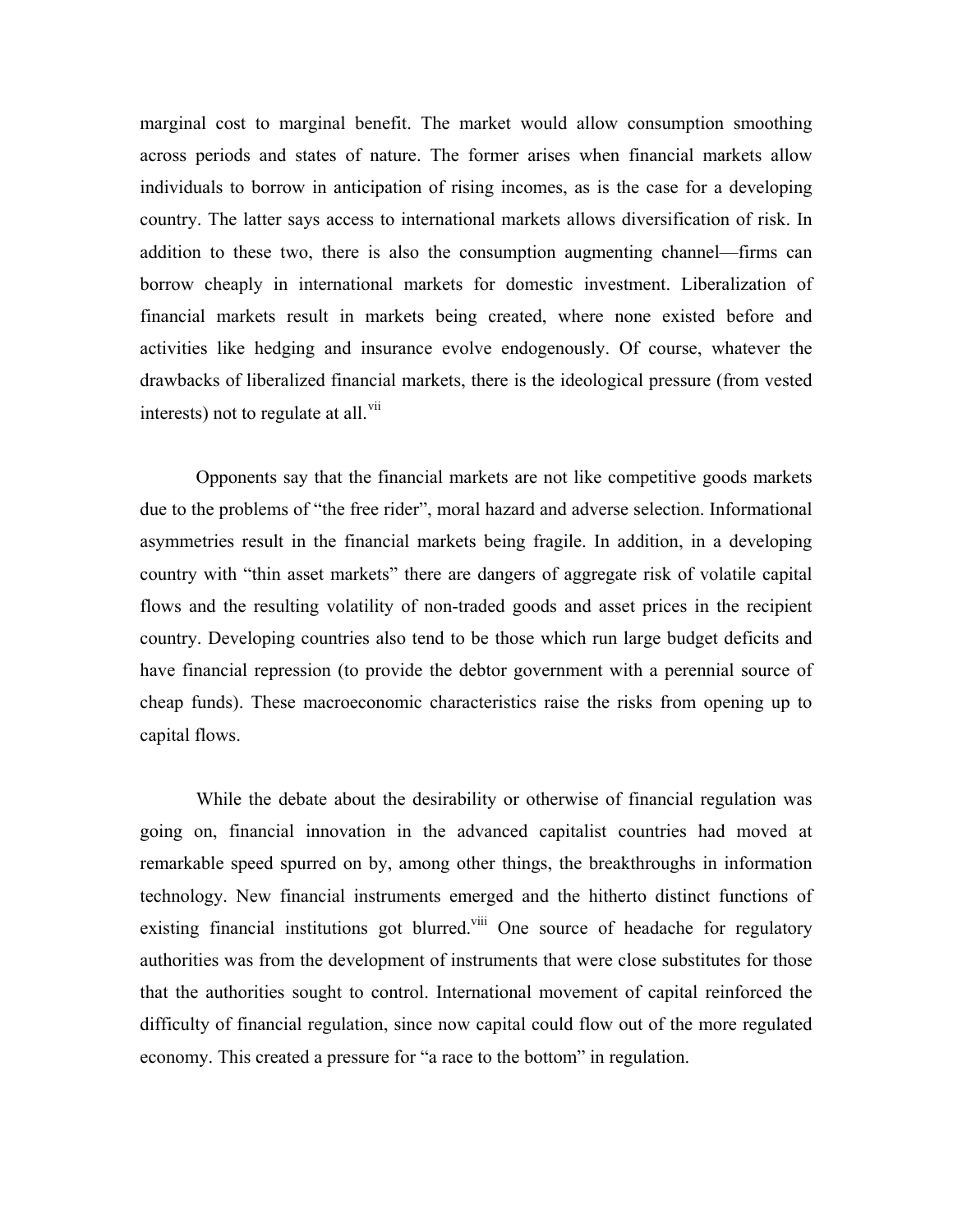marginal cost to marginal benefit. The market would allow consumption smoothing across periods and states of nature. The former arises when financial markets allow individuals to borrow in anticipation of rising incomes, as is the case for a developing country. The latter says access to international markets allows diversification of risk. In addition to these two, there is also the consumption augmenting channel—firms can borrow cheaply in international markets for domestic investment. Liberalization of financial markets result in markets being created, where none existed before and activities like hedging and insurance evolve endogenously. Of course, whatever the drawbacks of liberalized financial markets, there is the ideological pressure (from vested interests) not to regulate at all.[vii]

Opponents say that the financial markets are not like competitive goods markets due to the problems of "the free rider", moral hazard and adverse selection. Informational asymmetries result in the financial markets being fragile. In addition, in a developing country with "thin asset markets" there are dangers of aggregate risk of volatile capital flows and the resulting volatility of non-traded goods and asset prices in the recipient country. Developing countries also tend to be those which run large budget deficits and have financial repression (to provide the debtor government with a perennial source of cheap funds). These macroeconomic characteristics raise the risks from opening up to capital flows.

While the debate about the desirability or otherwise of financial regulation was going on, financial innovation in the advanced capitalist countries had moved at remarkable speed spurred on by, among other things, the breakthroughs in information technology. New financial instruments emerged and the hitherto distinct functions of existing financial institutions got blurred.[viii] One source of headache for regulatory authorities was from the development of instruments that were close substitutes for those that the authorities sought to control. International movement of capital reinforced the difficulty of financial regulation, since now capital could flow out of the more regulated economy. This created a pressure for "a race to the bottom" in regulation.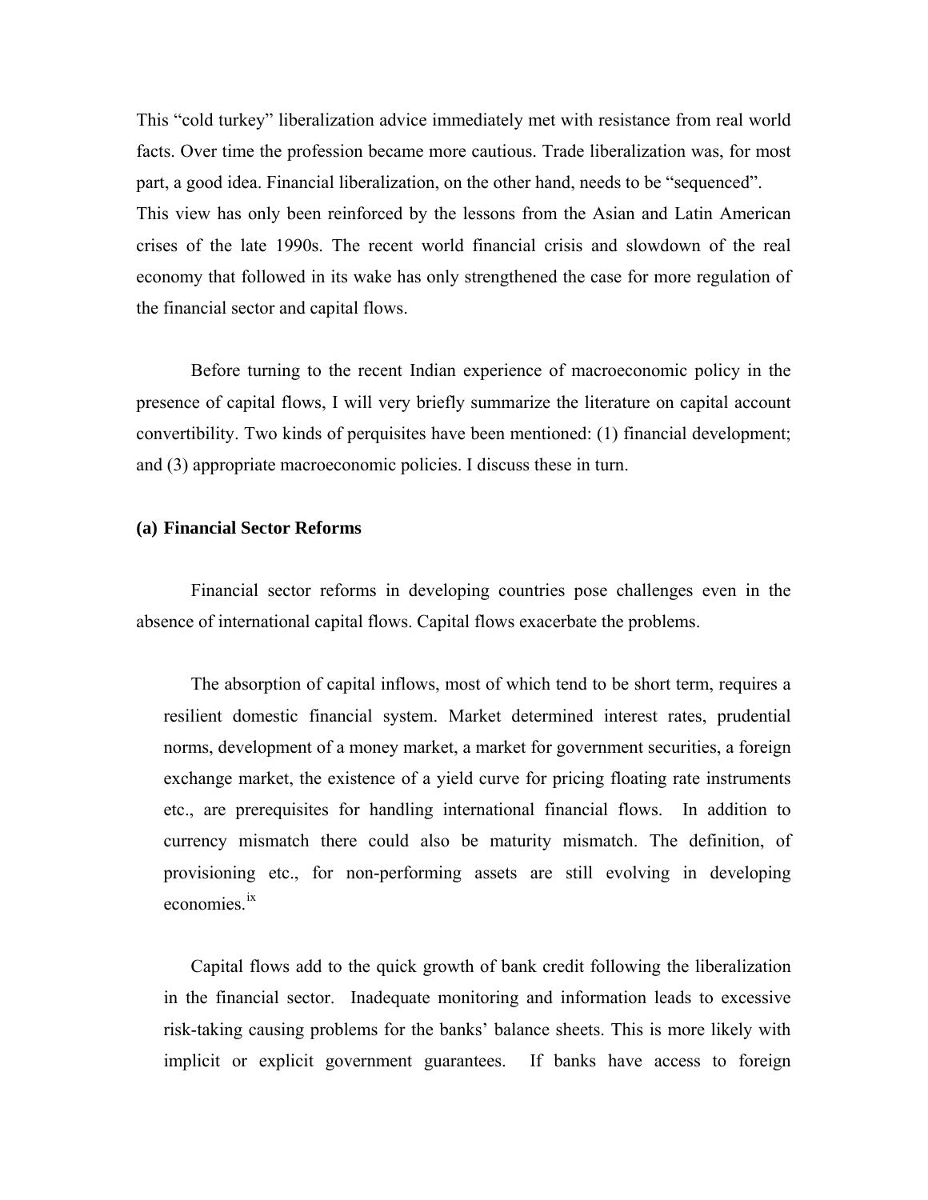This "cold turkey" liberalization advice immediately met with resistance from real world facts. Over time the profession became more cautious. Trade liberalization was, for most part, a good idea. Financial liberalization, on the other hand, needs to be "sequenced". This view has only been reinforced by the lessons from the Asian and Latin American crises of the late 1990s. The recent world financial crisis and slowdown of the real economy that followed in its wake has only strengthened the case for more regulation of the financial sector and capital flows.

Before turning to the recent Indian experience of macroeconomic policy in the presence of capital flows, I will very briefly summarize the literature on capital account convertibility. Two kinds of perquisites have been mentioned: (1) financial development; and (3) appropriate macroeconomic policies. I discuss these in turn.

**(a) Financial Sector Reforms**

Financial sector reforms in developing countries pose challenges even in the absence of international capital flows. Capital flows exacerbate the problems.

> The absorption of capital inflows, most of which tend to be short term, requires a resilient domestic financial system. Market determined interest rates, prudential norms, development of a money market, a market for government securities, a foreign exchange market, the existence of a yield curve for pricing floating rate instruments etc., are prerequisites for handling international financial flows. In addition to currency mismatch there could also be maturity mismatch. The definition, of provisioning etc., for non-performing assets are still evolving in developing economies.[ix]
>
> Capital flows add to the quick growth of bank credit following the liberalization in the financial sector. Inadequate monitoring and information leads to excessive risk-taking causing problems for the banks' balance sheets. This is more likely with implicit or explicit government guarantees. If banks have access to foreign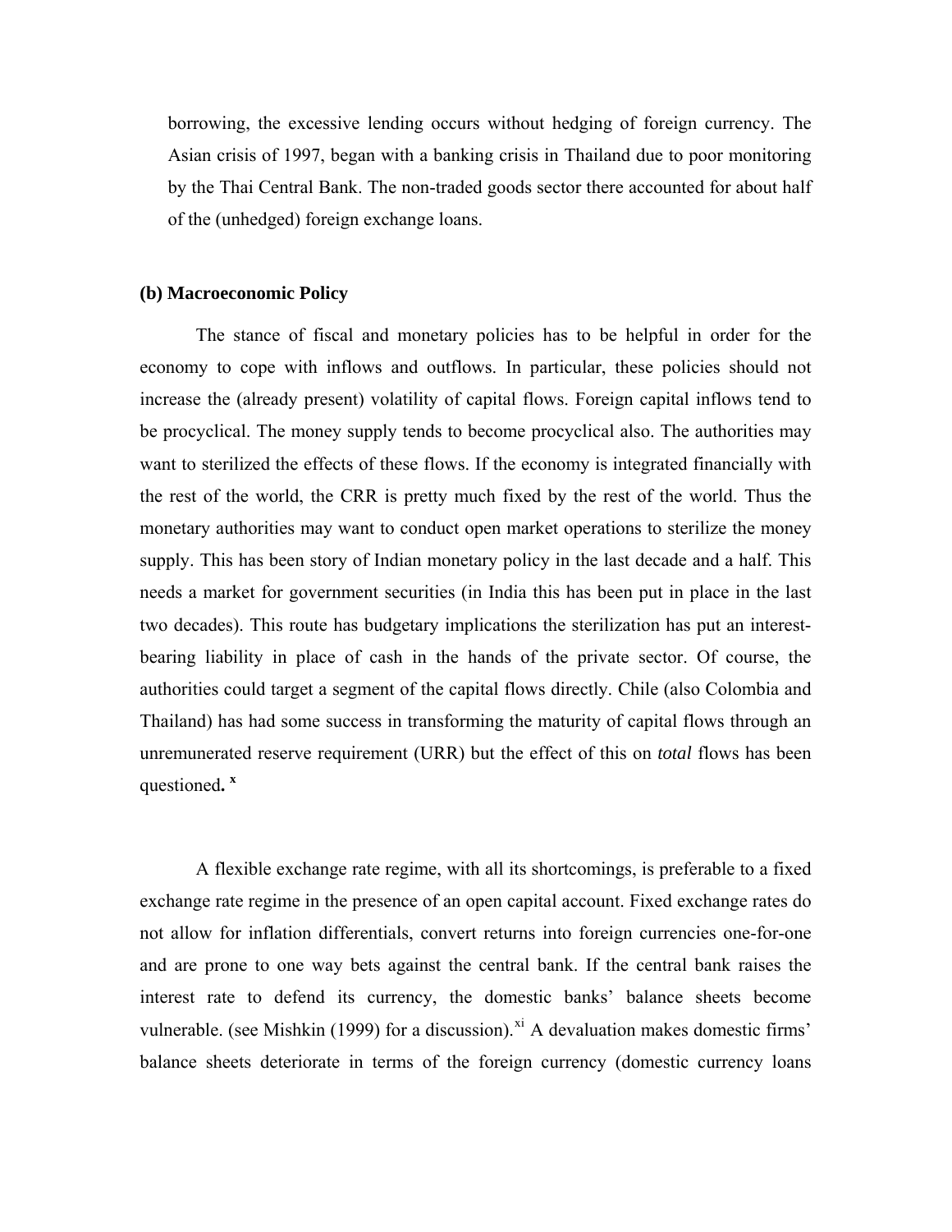borrowing, the excessive lending occurs without hedging of foreign currency. The Asian crisis of 1997, began with a banking crisis in Thailand due to poor monitoring by the Thai Central Bank. The non-traded goods sector there accounted for about half of the (unhedged) foreign exchange loans.

**(b) Macroeconomic Policy**

The stance of fiscal and monetary policies has to be helpful in order for the economy to cope with inflows and outflows. In particular, these policies should not increase the (already present) volatility of capital flows. Foreign capital inflows tend to be procyclical. The money supply tends to become procyclical also. The authorities may want to sterilized the effects of these flows. If the economy is integrated financially with the rest of the world, the CRR is pretty much fixed by the rest of the world. Thus the monetary authorities may want to conduct open market operations to sterilize the money supply. This has been story of Indian monetary policy in the last decade and a half. This needs a market for government securities (in India this has been put in place in the last two decades). This route has budgetary implications the sterilization has put an interest-bearing liability in place of cash in the hands of the private sector. Of course, the authorities could target a segment of the capital flows directly. Chile (also Colombia and Thailand) has had some success in transforming the maturity of capital flows through an unremunerated reserve requirement (URR) but the effect of this on *total* flows has been questioned**.** [x]

A flexible exchange rate regime, with all its shortcomings, is preferable to a fixed exchange rate regime in the presence of an open capital account. Fixed exchange rates do not allow for inflation differentials, convert returns into foreign currencies one-for-one and are prone to one way bets against the central bank. If the central bank raises the interest rate to defend its currency, the domestic banks' balance sheets become vulnerable. (see Mishkin (1999) for a discussion).[xi] A devaluation makes domestic firms' balance sheets deteriorate in terms of the foreign currency (domestic currency loans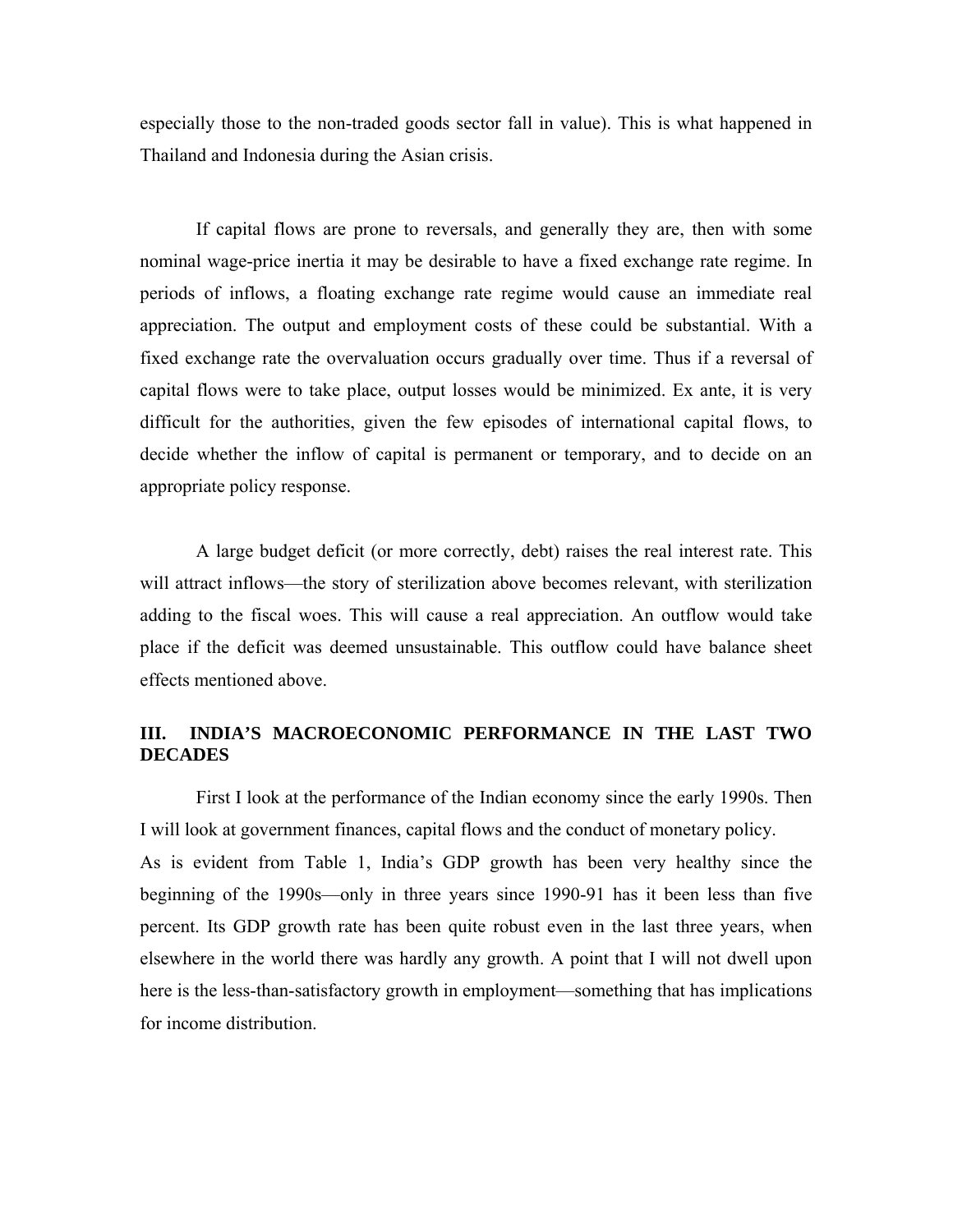especially those to the non-traded goods sector fall in value). This is what happened in Thailand and Indonesia during the Asian crisis.

If capital flows are prone to reversals, and generally they are, then with some nominal wage-price inertia it may be desirable to have a fixed exchange rate regime. In periods of inflows, a floating exchange rate regime would cause an immediate real appreciation. The output and employment costs of these could be substantial. With a fixed exchange rate the overvaluation occurs gradually over time. Thus if a reversal of capital flows were to take place, output losses would be minimized. Ex ante, it is very difficult for the authorities, given the few episodes of international capital flows, to decide whether the inflow of capital is permanent or temporary, and to decide on an appropriate policy response.

A large budget deficit (or more correctly, debt) raises the real interest rate. This will attract inflows—the story of sterilization above becomes relevant, with sterilization adding to the fiscal woes. This will cause a real appreciation. An outflow would take place if the deficit was deemed unsustainable. This outflow could have balance sheet effects mentioned above.

## III. INDIA'S MACROECONOMIC PERFORMANCE IN THE LAST TWO DECADES

First I look at the performance of the Indian economy since the early 1990s. Then I will look at government finances, capital flows and the conduct of monetary policy.

As is evident from Table 1, India's GDP growth has been very healthy since the beginning of the 1990s—only in three years since 1990-91 has it been less than five percent. Its GDP growth rate has been quite robust even in the last three years, when elsewhere in the world there was hardly any growth. A point that I will not dwell upon here is the less-than-satisfactory growth in employment—something that has implications for income distribution.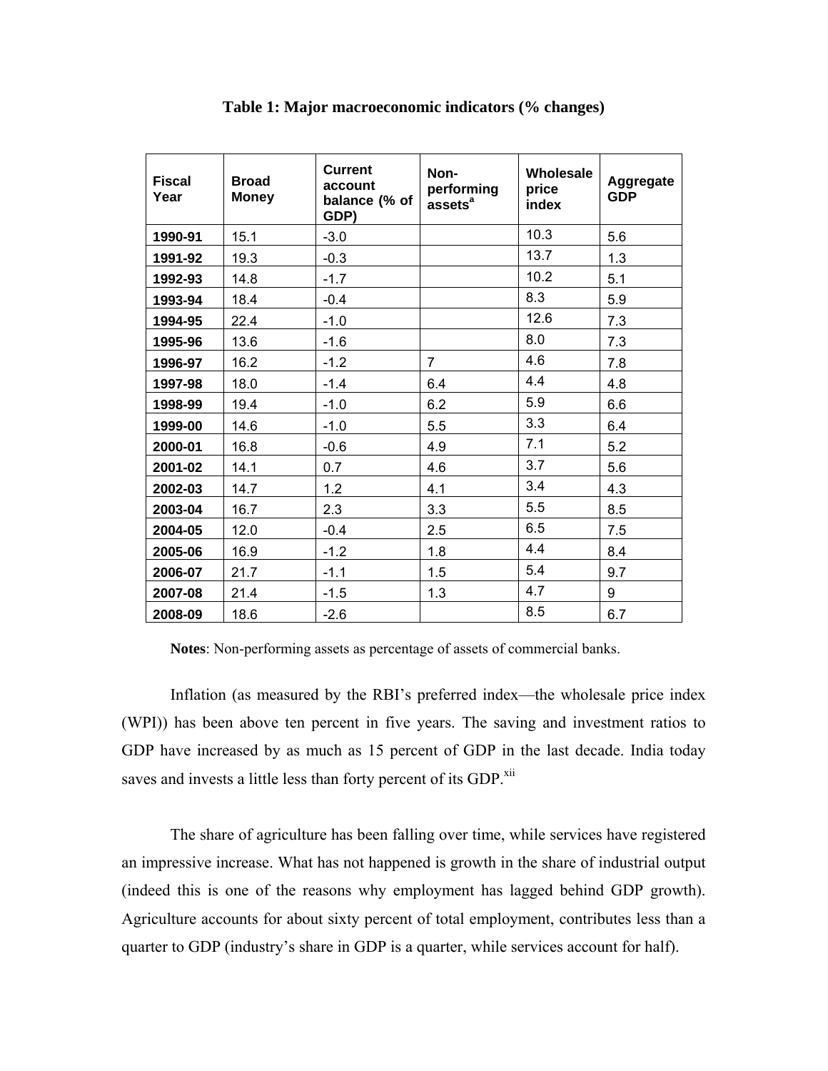**Table 1: Major macroeconomic indicators (% changes)**

| Fiscal Year | Broad Money | Current account balance (% of GDP) | Non-performing assets[a] | Wholesale price index | Aggregate GDP |
|---|---|---|---|---|---|
| **1990-91** | 15.1 | -3.0 | | 10.3 | 5.6 |
| **1991-92** | 19.3 | -0.3 | | 13.7 | 1.3 |
| **1992-93** | 14.8 | -1.7 | | 10.2 | 5.1 |
| **1993-94** | 18.4 | -0.4 | | 8.3 | 5.9 |
| **1994-95** | 22.4 | -1.0 | | 12.6 | 7.3 |
| **1995-96** | 13.6 | -1.6 | | 8.0 | 7.3 |
| **1996-97** | 16.2 | -1.2 | 7 | 4.6 | 7.8 |
| **1997-98** | 18.0 | -1.4 | 6.4 | 4.4 | 4.8 |
| **1998-99** | 19.4 | -1.0 | 6.2 | 5.9 | 6.6 |
| **1999-00** | 14.6 | -1.0 | 5.5 | 3.3 | 6.4 |
| **2000-01** | 16.8 | -0.6 | 4.9 | 7.1 | 5.2 |
| **2001-02** | 14.1 | 0.7 | 4.6 | 3.7 | 5.6 |
| **2002-03** | 14.7 | 1.2 | 4.1 | 3.4 | 4.3 |
| **2003-04** | 16.7 | 2.3 | 3.3 | 5.5 | 8.5 |
| **2004-05** | 12.0 | -0.4 | 2.5 | 6.5 | 7.5 |
| **2005-06** | 16.9 | -1.2 | 1.8 | 4.4 | 8.4 |
| **2006-07** | 21.7 | -1.1 | 1.5 | 5.4 | 9.7 |
| **2007-08** | 21.4 | -1.5 | 1.3 | 4.7 | 9 |
| **2008-09** | 18.6 | -2.6 | | 8.5 | 6.7 |

**Notes**: Non-performing assets as percentage of assets of commercial banks.

Inflation (as measured by the RBI's preferred index—the wholesale price index (WPI)) has been above ten percent in five years. The saving and investment ratios to GDP have increased by as much as 15 percent of GDP in the last decade. India today saves and invests a little less than forty percent of its GDP.[xii]

The share of agriculture has been falling over time, while services have registered an impressive increase. What has not happened is growth in the share of industrial output (indeed this is one of the reasons why employment has lagged behind GDP growth). Agriculture accounts for about sixty percent of total employment, contributes less than a quarter to GDP (industry's share in GDP is a quarter, while services account for half).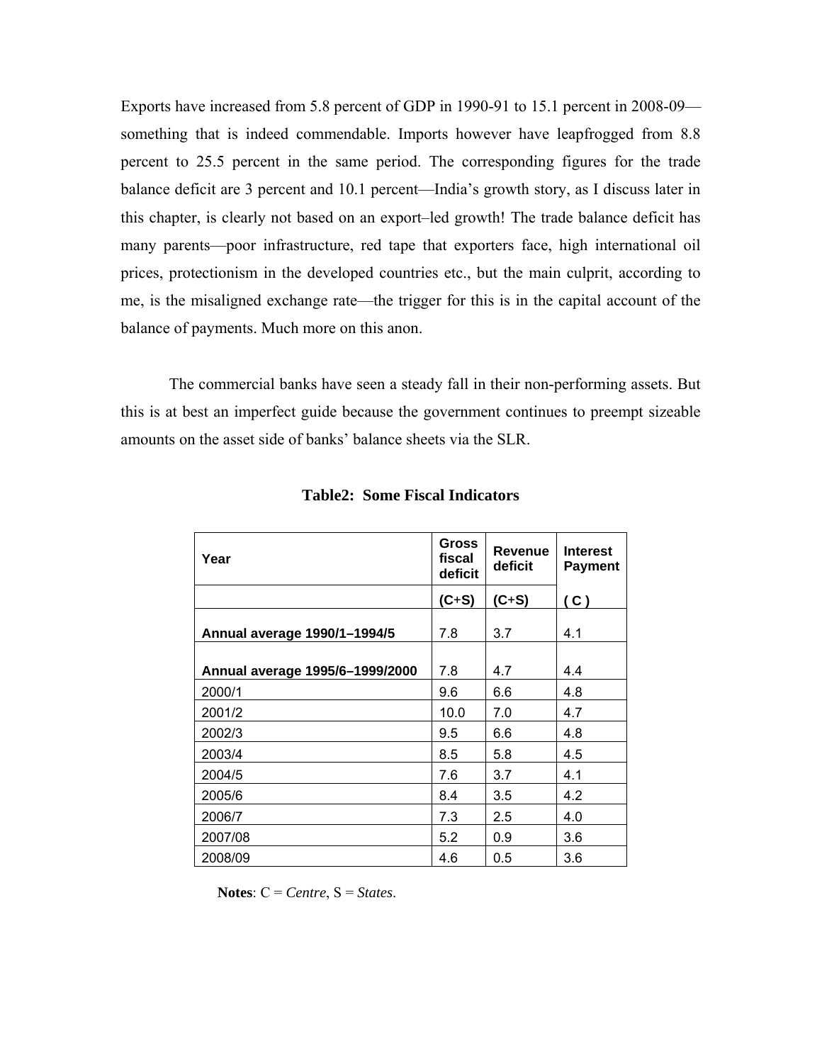Exports have increased from 5.8 percent of GDP in 1990-91 to 15.1 percent in 2008-09—something that is indeed commendable. Imports however have leapfrogged from 8.8 percent to 25.5 percent in the same period. The corresponding figures for the trade balance deficit are 3 percent and 10.1 percent—India's growth story, as I discuss later in this chapter, is clearly not based on an export–led growth! The trade balance deficit has many parents—poor infrastructure, red tape that exporters face, high international oil prices, protectionism in the developed countries etc., but the main culprit, according to me, is the misaligned exchange rate—the trigger for this is in the capital account of the balance of payments. Much more on this anon.

The commercial banks have seen a steady fall in their non-performing assets. But this is at best an imperfect guide because the government continues to preempt sizeable amounts on the asset side of banks' balance sheets via the SLR.

**Table2: Some Fiscal Indicators**

| Year | Gross fiscal deficit | Revenue deficit | Interest Payment |
|---|---|---|---|
| | (C+S) | (C+S) | ( C ) |
| **Annual average 1990/1–1994/5** | 7.8 | 3.7 | 4.1 |
| **Annual average 1995/6–1999/2000** | 7.8 | 4.7 | 4.4 |
| 2000/1 | 9.6 | 6.6 | 4.8 |
| 2001/2 | 10.0 | 7.0 | 4.7 |
| 2002/3 | 9.5 | 6.6 | 4.8 |
| 2003/4 | 8.5 | 5.8 | 4.5 |
| 2004/5 | 7.6 | 3.7 | 4.1 |
| 2005/6 | 8.4 | 3.5 | 4.2 |
| 2006/7 | 7.3 | 2.5 | 4.0 |
| 2007/08 | 5.2 | 0.9 | 3.6 |
| 2008/09 | 4.6 | 0.5 | 3.6 |

**Notes**: C = *Centre*, S = *States*.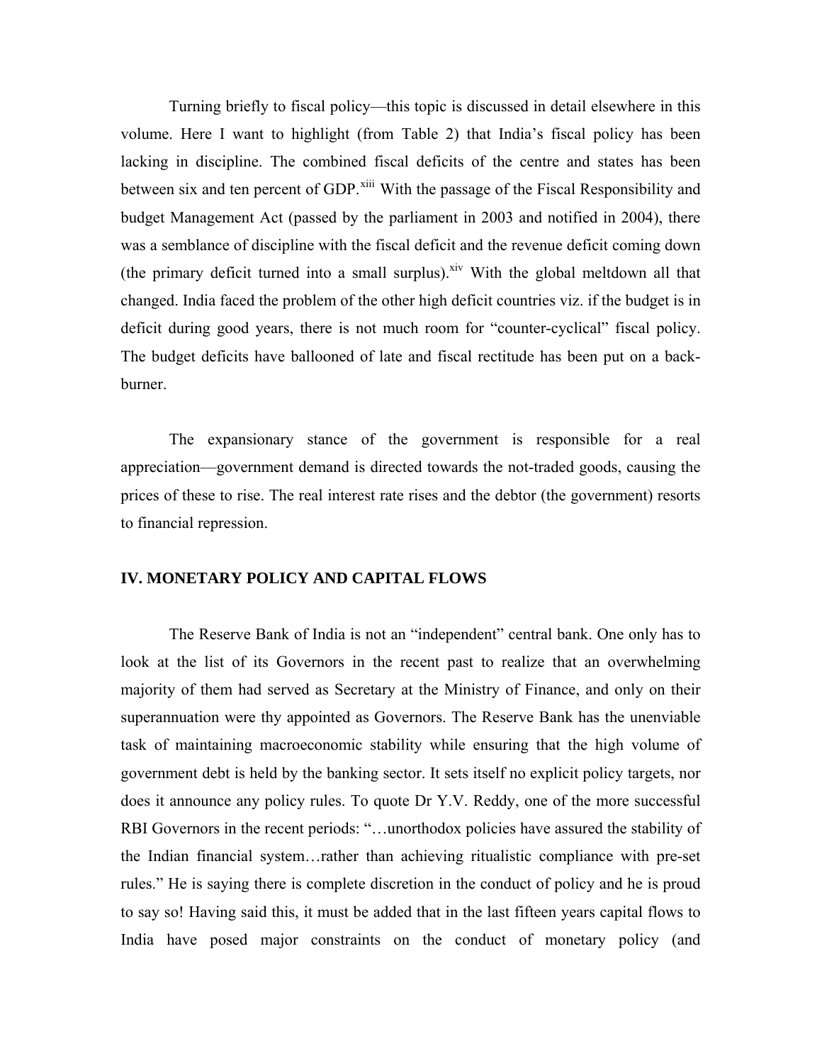Turning briefly to fiscal policy—this topic is discussed in detail elsewhere in this volume. Here I want to highlight (from Table 2) that India's fiscal policy has been lacking in discipline. The combined fiscal deficits of the centre and states has been between six and ten percent of GDP.[xiii] With the passage of the Fiscal Responsibility and budget Management Act (passed by the parliament in 2003 and notified in 2004), there was a semblance of discipline with the fiscal deficit and the revenue deficit coming down (the primary deficit turned into a small surplus).[xiv] With the global meltdown all that changed. India faced the problem of the other high deficit countries viz. if the budget is in deficit during good years, there is not much room for "counter-cyclical" fiscal policy. The budget deficits have ballooned of late and fiscal rectitude has been put on a back-burner.

The expansionary stance of the government is responsible for a real appreciation—government demand is directed towards the not-traded goods, causing the prices of these to rise. The real interest rate rises and the debtor (the government) resorts to financial repression.

## IV. MONETARY POLICY AND CAPITAL FLOWS

The Reserve Bank of India is not an "independent" central bank. One only has to look at the list of its Governors in the recent past to realize that an overwhelming majority of them had served as Secretary at the Ministry of Finance, and only on their superannuation were thy appointed as Governors. The Reserve Bank has the unenviable task of maintaining macroeconomic stability while ensuring that the high volume of government debt is held by the banking sector. It sets itself no explicit policy targets, nor does it announce any policy rules. To quote Dr Y.V. Reddy, one of the more successful RBI Governors in the recent periods: "…unorthodox policies have assured the stability of the Indian financial system…rather than achieving ritualistic compliance with pre-set rules." He is saying there is complete discretion in the conduct of policy and he is proud to say so! Having said this, it must be added that in the last fifteen years capital flows to India have posed major constraints on the conduct of monetary policy (and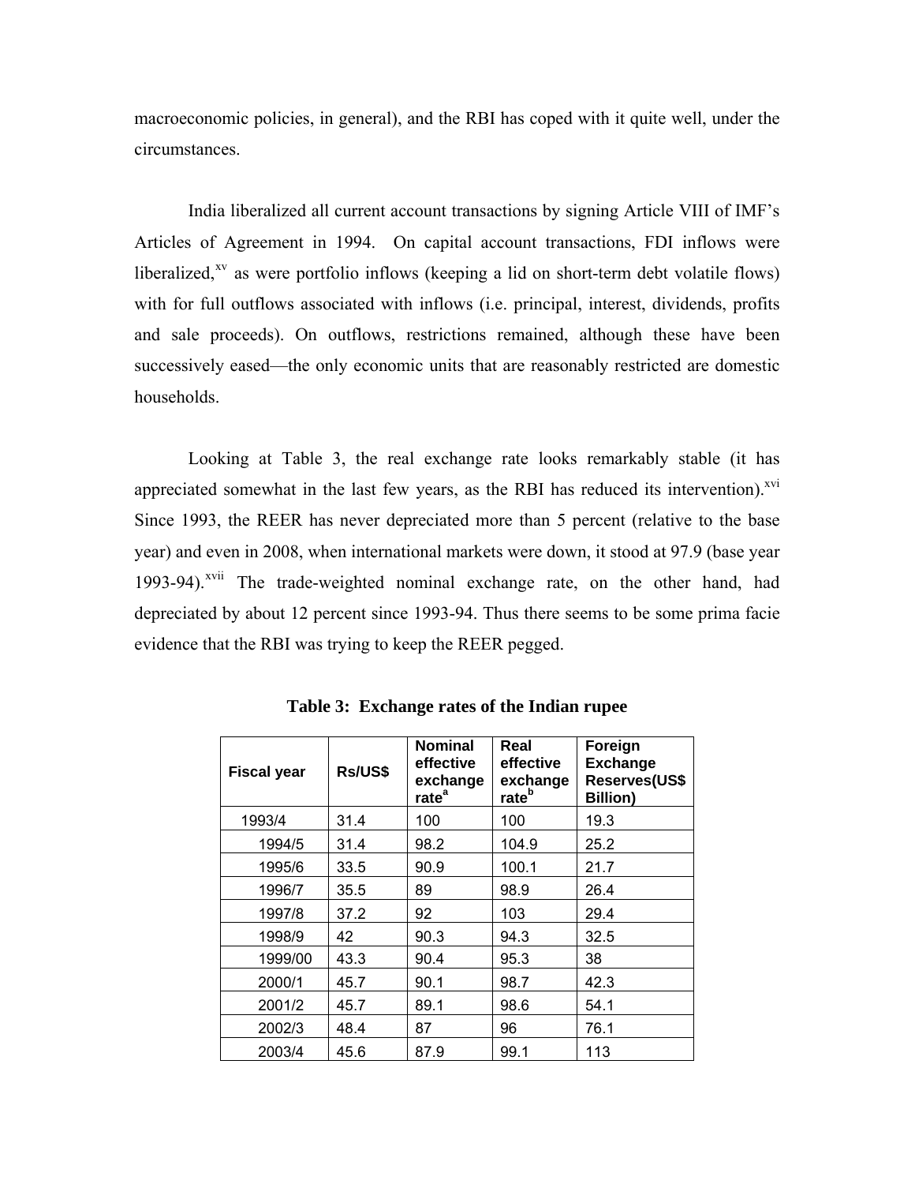macroeconomic policies, in general), and the RBI has coped with it quite well, under the circumstances.

India liberalized all current account transactions by signing Article VIII of IMF's Articles of Agreement in 1994. On capital account transactions, FDI inflows were liberalized,[xv] as were portfolio inflows (keeping a lid on short-term debt volatile flows) with for full outflows associated with inflows (i.e. principal, interest, dividends, profits and sale proceeds). On outflows, restrictions remained, although these have been successively eased—the only economic units that are reasonably restricted are domestic households.

Looking at Table 3, the real exchange rate looks remarkably stable (it has appreciated somewhat in the last few years, as the RBI has reduced its intervention).[xvi] Since 1993, the REER has never depreciated more than 5 percent (relative to the base year) and even in 2008, when international markets were down, it stood at 97.9 (base year 1993-94).[xvii] The trade-weighted nominal exchange rate, on the other hand, had depreciated by about 12 percent since 1993-94. Thus there seems to be some prima facie evidence that the RBI was trying to keep the REER pegged.

**Table 3: Exchange rates of the Indian rupee**

| Fiscal year | Rs/US$ | Nominal effective exchange rate[a] | Real effective exchange rate[b] | Foreign Exchange Reserves(US$ Billion) |
|---|---|---|---|---|
| 1993/4 | 31.4 | 100 | 100 | 19.3 |
| 1994/5 | 31.4 | 98.2 | 104.9 | 25.2 |
| 1995/6 | 33.5 | 90.9 | 100.1 | 21.7 |
| 1996/7 | 35.5 | 89 | 98.9 | 26.4 |
| 1997/8 | 37.2 | 92 | 103 | 29.4 |
| 1998/9 | 42 | 90.3 | 94.3 | 32.5 |
| 1999/00 | 43.3 | 90.4 | 95.3 | 38 |
| 2000/1 | 45.7 | 90.1 | 98.7 | 42.3 |
| 2001/2 | 45.7 | 89.1 | 98.6 | 54.1 |
| 2002/3 | 48.4 | 87 | 96 | 76.1 |
| 2003/4 | 45.6 | 87.9 | 99.1 | 113 |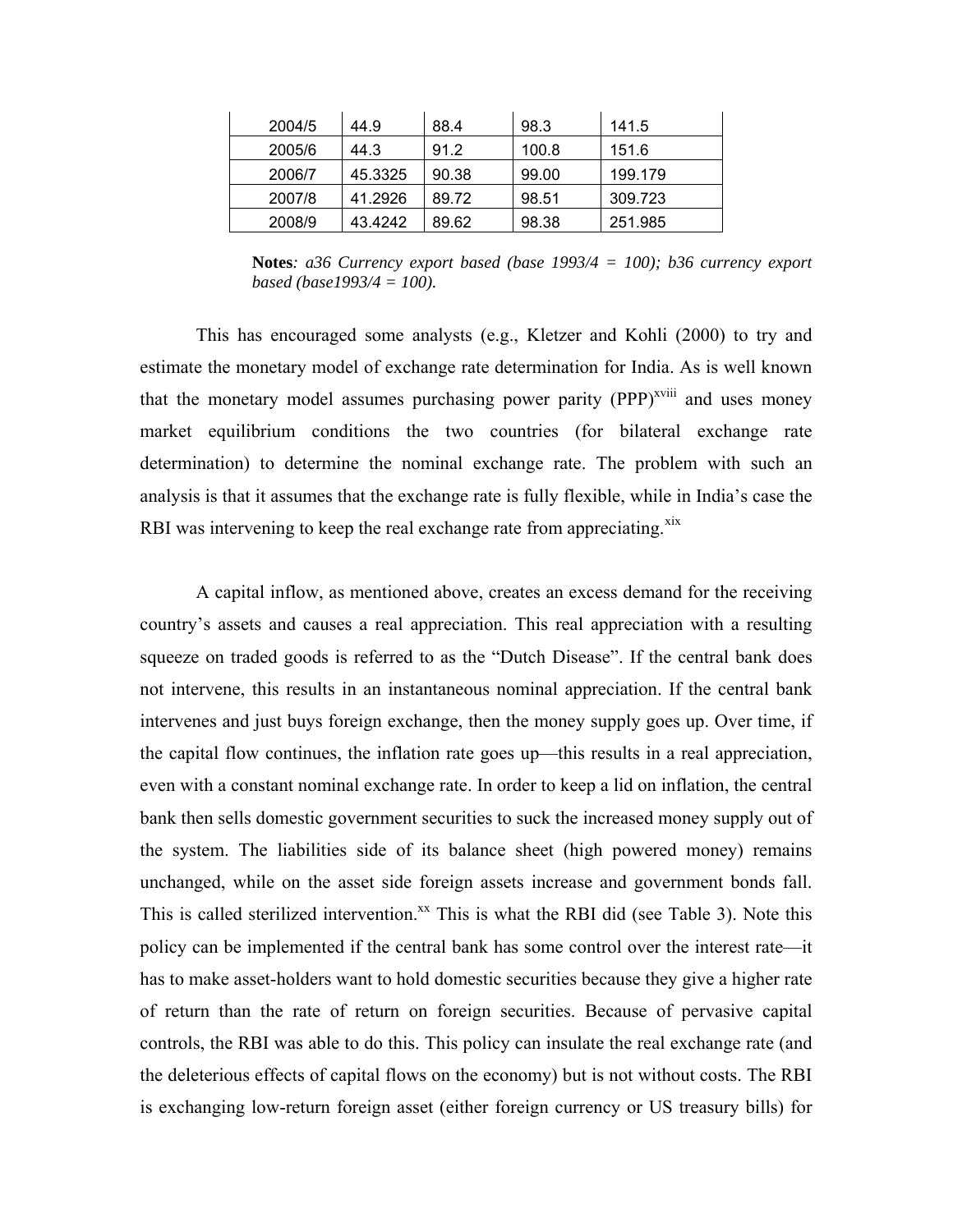| | | | | |
|---|---|---|---|---|
| 2004/5 | 44.9 | 88.4 | 98.3 | 141.5 |
| 2005/6 | 44.3 | 91.2 | 100.8 | 151.6 |
| 2006/7 | 45.3325 | 90.38 | 99.00 | 199.179 |
| 2007/8 | 41.2926 | 89.72 | 98.51 | 309.723 |
| 2008/9 | 43.4242 | 89.62 | 98.38 | 251.985 |

**Notes***: a36 Currency export based (base 1993/4 = 100); b36 currency export based (base1993/4 = 100).*

This has encouraged some analysts (e.g., Kletzer and Kohli (2000) to try and estimate the monetary model of exchange rate determination for India. As is well known that the monetary model assumes purchasing power parity (PPP)[xviii] and uses money market equilibrium conditions the two countries (for bilateral exchange rate determination) to determine the nominal exchange rate. The problem with such an analysis is that it assumes that the exchange rate is fully flexible, while in India's case the RBI was intervening to keep the real exchange rate from appreciating.[xix]

A capital inflow, as mentioned above, creates an excess demand for the receiving country's assets and causes a real appreciation. This real appreciation with a resulting squeeze on traded goods is referred to as the "Dutch Disease". If the central bank does not intervene, this results in an instantaneous nominal appreciation. If the central bank intervenes and just buys foreign exchange, then the money supply goes up. Over time, if the capital flow continues, the inflation rate goes up—this results in a real appreciation, even with a constant nominal exchange rate. In order to keep a lid on inflation, the central bank then sells domestic government securities to suck the increased money supply out of the system. The liabilities side of its balance sheet (high powered money) remains unchanged, while on the asset side foreign assets increase and government bonds fall. This is called sterilized intervention.[xx] This is what the RBI did (see Table 3). Note this policy can be implemented if the central bank has some control over the interest rate—it has to make asset-holders want to hold domestic securities because they give a higher rate of return than the rate of return on foreign securities. Because of pervasive capital controls, the RBI was able to do this. This policy can insulate the real exchange rate (and the deleterious effects of capital flows on the economy) but is not without costs. The RBI is exchanging low-return foreign asset (either foreign currency or US treasury bills) for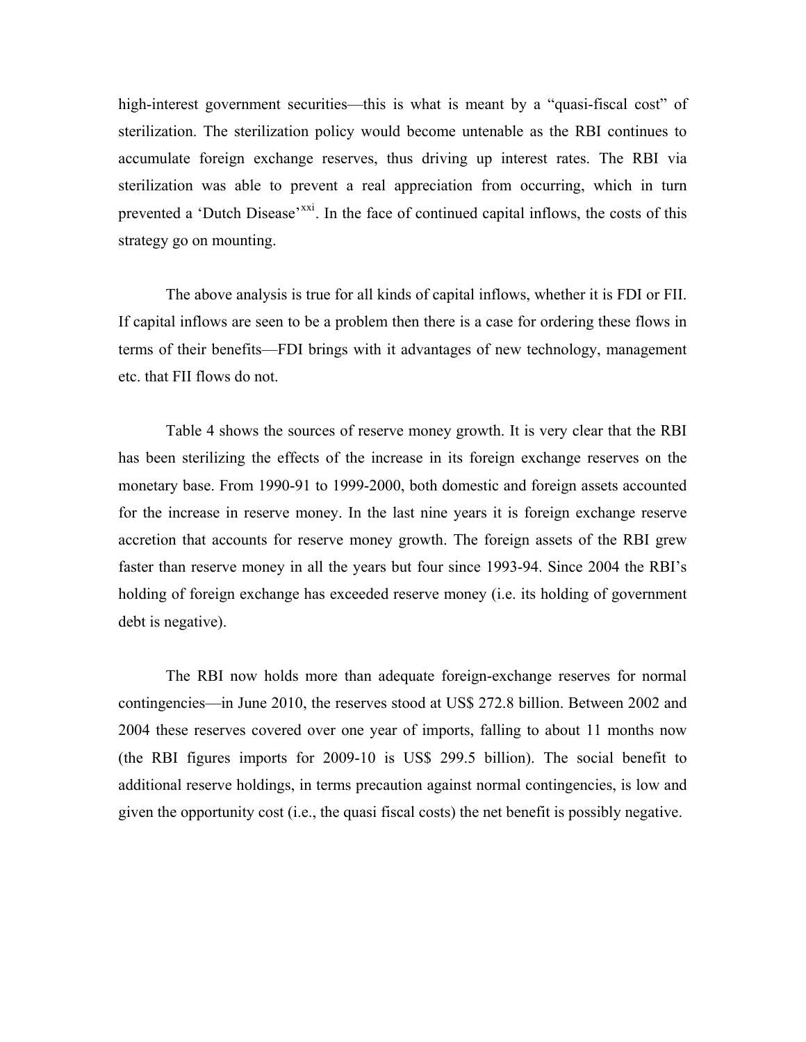high-interest government securities—this is what is meant by a "quasi-fiscal cost" of sterilization. The sterilization policy would become untenable as the RBI continues to accumulate foreign exchange reserves, thus driving up interest rates. The RBI via sterilization was able to prevent a real appreciation from occurring, which in turn prevented a 'Dutch Disease'[xxi]. In the face of continued capital inflows, the costs of this strategy go on mounting.

The above analysis is true for all kinds of capital inflows, whether it is FDI or FII. If capital inflows are seen to be a problem then there is a case for ordering these flows in terms of their benefits—FDI brings with it advantages of new technology, management etc. that FII flows do not.

Table 4 shows the sources of reserve money growth. It is very clear that the RBI has been sterilizing the effects of the increase in its foreign exchange reserves on the monetary base. From 1990-91 to 1999-2000, both domestic and foreign assets accounted for the increase in reserve money. In the last nine years it is foreign exchange reserve accretion that accounts for reserve money growth. The foreign assets of the RBI grew faster than reserve money in all the years but four since 1993-94. Since 2004 the RBI's holding of foreign exchange has exceeded reserve money (i.e. its holding of government debt is negative).

The RBI now holds more than adequate foreign-exchange reserves for normal contingencies—in June 2010, the reserves stood at US$ 272.8 billion. Between 2002 and 2004 these reserves covered over one year of imports, falling to about 11 months now (the RBI figures imports for 2009-10 is US$ 299.5 billion). The social benefit to additional reserve holdings, in terms precaution against normal contingencies, is low and given the opportunity cost (i.e., the quasi fiscal costs) the net benefit is possibly negative.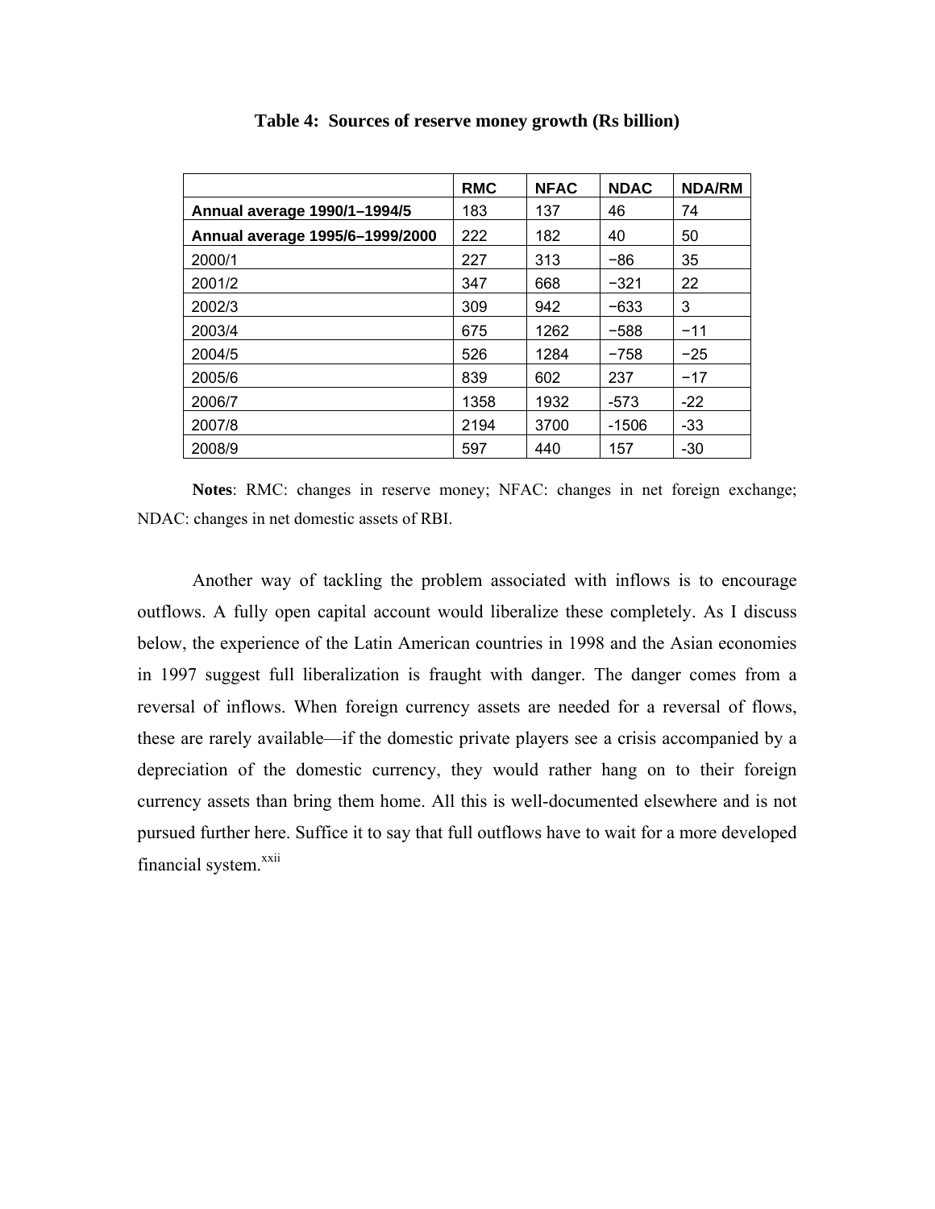**Table 4: Sources of reserve money growth (Rs billion)**

| | RMC | NFAC | NDAC | NDA/RM |
|---|---|---|---|---|
| **Annual average 1990/1–1994/5** | 183 | 137 | 46 | 74 |
| **Annual average 1995/6–1999/2000** | 222 | 182 | 40 | 50 |
| 2000/1 | 227 | 313 | −86 | 35 |
| 2001/2 | 347 | 668 | −321 | 22 |
| 2002/3 | 309 | 942 | −633 | 3 |
| 2003/4 | 675 | 1262 | −588 | −11 |
| 2004/5 | 526 | 1284 | −758 | −25 |
| 2005/6 | 839 | 602 | 237 | −17 |
| 2006/7 | 1358 | 1932 | -573 | -22 |
| 2007/8 | 2194 | 3700 | -1506 | -33 |
| 2008/9 | 597 | 440 | 157 | -30 |

**Notes**: RMC: changes in reserve money; NFAC: changes in net foreign exchange; NDAC: changes in net domestic assets of RBI.

Another way of tackling the problem associated with inflows is to encourage outflows. A fully open capital account would liberalize these completely. As I discuss below, the experience of the Latin American countries in 1998 and the Asian economies in 1997 suggest full liberalization is fraught with danger. The danger comes from a reversal of inflows. When foreign currency assets are needed for a reversal of flows, these are rarely available—if the domestic private players see a crisis accompanied by a depreciation of the domestic currency, they would rather hang on to their foreign currency assets than bring them home. All this is well-documented elsewhere and is not pursued further here. Suffice it to say that full outflows have to wait for a more developed financial system.[xxii]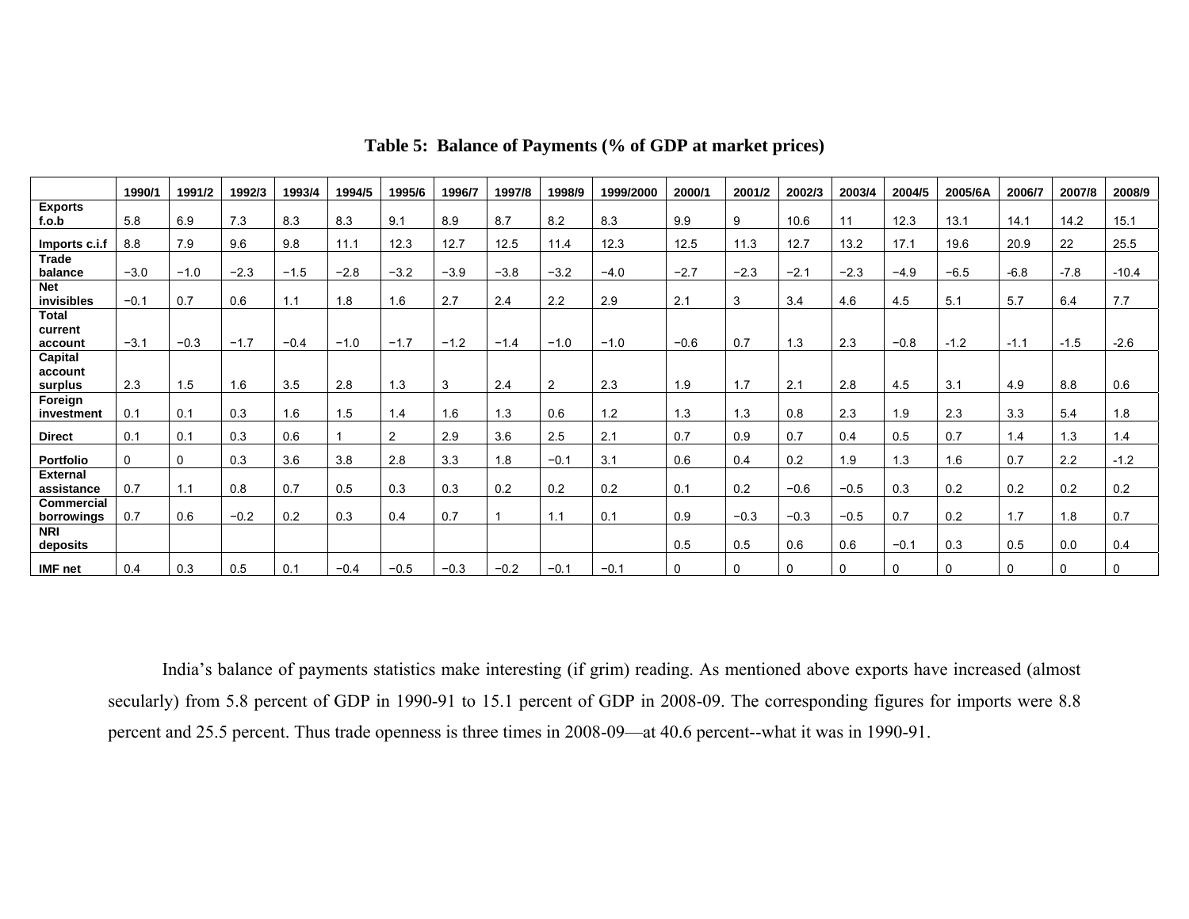**Table 5: Balance of Payments (% of GDP at market prices)**

| | 1990/1 | 1991/2 | 1992/3 | 1993/4 | 1994/5 | 1995/6 | 1996/7 | 1997/8 | 1998/9 | 1999/2000 | 2000/1 | 2001/2 | 2002/3 | 2003/4 | 2004/5 | 2005/6A | 2006/7 | 2007/8 | 2008/9 |
|---|---|---|---|---|---|---|---|---|---|---|---|---|---|---|---|---|---|---|---|
| Exports f.o.b | 5.8 | 6.9 | 7.3 | 8.3 | 8.3 | 9.1 | 8.9 | 8.7 | 8.2 | 8.3 | 9.9 | 9 | 10.6 | 11 | 12.3 | 13.1 | 14.1 | 14.2 | 15.1 |
| Imports c.i.f | 8.8 | 7.9 | 9.6 | 9.8 | 11.1 | 12.3 | 12.7 | 12.5 | 11.4 | 12.3 | 12.5 | 11.3 | 12.7 | 13.2 | 17.1 | 19.6 | 20.9 | 22 | 25.5 |
| Trade balance | −3.0 | −1.0 | −2.3 | −1.5 | −2.8 | −3.2 | −3.9 | −3.8 | −3.2 | −4.0 | −2.7 | −2.3 | −2.1 | −2.3 | −4.9 | −6.5 | -6.8 | -7.8 | -10.4 |
| Net invisibles | −0.1 | 0.7 | 0.6 | 1.1 | 1.8 | 1.6 | 2.7 | 2.4 | 2.2 | 2.9 | 2.1 | 3 | 3.4 | 4.6 | 4.5 | 5.1 | 5.7 | 6.4 | 7.7 |
| Total current account | −3.1 | −0.3 | −1.7 | −0.4 | −1.0 | −1.7 | −1.2 | −1.4 | −1.0 | −1.0 | −0.6 | 0.7 | 1.3 | 2.3 | −0.8 | -1.2 | -1.1 | -1.5 | -2.6 |
| Capital account surplus | 2.3 | 1.5 | 1.6 | 3.5 | 2.8 | 1.3 | 3 | 2.4 | 2 | 2.3 | 1.9 | 1.7 | 2.1 | 2.8 | 4.5 | 3.1 | 4.9 | 8.8 | 0.6 |
| Foreign investment | 0.1 | 0.1 | 0.3 | 1.6 | 1.5 | 1.4 | 1.6 | 1.3 | 0.6 | 1.2 | 1.3 | 1.3 | 0.8 | 2.3 | 1.9 | 2.3 | 3.3 | 5.4 | 1.8 |
| Direct | 0.1 | 0.1 | 0.3 | 0.6 | 1 | 2 | 2.9 | 3.6 | 2.5 | 2.1 | 0.7 | 0.9 | 0.7 | 0.4 | 0.5 | 0.7 | 1.4 | 1.3 | 1.4 |
| Portfolio | 0 | 0 | 0.3 | 3.6 | 3.8 | 2.8 | 3.3 | 1.8 | −0.1 | 3.1 | 0.6 | 0.4 | 0.2 | 1.9 | 1.3 | 1.6 | 0.7 | 2.2 | -1.2 |
| External assistance | 0.7 | 1.1 | 0.8 | 0.7 | 0.5 | 0.3 | 0.3 | 0.2 | 0.2 | 0.2 | 0.1 | 0.2 | −0.6 | −0.5 | 0.3 | 0.2 | 0.2 | 0.2 | 0.2 |
| Commercial borrowings | 0.7 | 0.6 | −0.2 | 0.2 | 0.3 | 0.4 | 0.7 | 1 | 1.1 | 0.1 | 0.9 | −0.3 | −0.3 | −0.5 | 0.7 | 0.2 | 1.7 | 1.8 | 0.7 |
| NRI deposits | | | | | | | | | | | 0.5 | 0.5 | 0.6 | 0.6 | −0.1 | 0.3 | 0.5 | 0.0 | 0.4 |
| IMF net | 0.4 | 0.3 | 0.5 | 0.1 | −0.4 | −0.5 | −0.3 | −0.2 | −0.1 | −0.1 | 0 | 0 | 0 | 0 | 0 | 0 | 0 | 0 | 0 |

India's balance of payments statistics make interesting (if grim) reading. As mentioned above exports have increased (almost secularly) from 5.8 percent of GDP in 1990-91 to 15.1 percent of GDP in 2008-09. The corresponding figures for imports were 8.8 percent and 25.5 percent. Thus trade openness is three times in 2008-09—at 40.6 percent--what it was in 1990-91.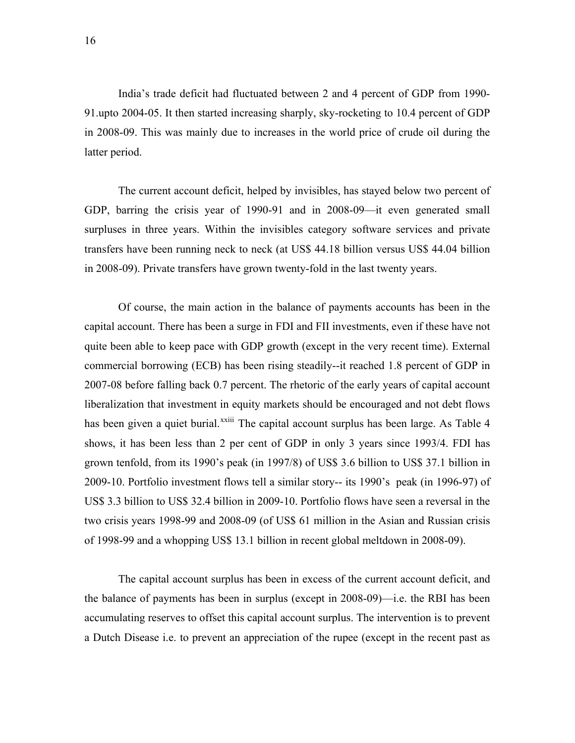India's trade deficit had fluctuated between 2 and 4 percent of GDP from 1990-91.upto 2004-05. It then started increasing sharply, sky-rocketing to 10.4 percent of GDP in 2008-09. This was mainly due to increases in the world price of crude oil during the latter period.

The current account deficit, helped by invisibles, has stayed below two percent of GDP, barring the crisis year of 1990-91 and in 2008-09—it even generated small surpluses in three years. Within the invisibles category software services and private transfers have been running neck to neck (at US$ 44.18 billion versus US$ 44.04 billion in 2008-09). Private transfers have grown twenty-fold in the last twenty years.

Of course, the main action in the balance of payments accounts has been in the capital account. There has been a surge in FDI and FII investments, even if these have not quite been able to keep pace with GDP growth (except in the very recent time). External commercial borrowing (ECB) has been rising steadily--it reached 1.8 percent of GDP in 2007-08 before falling back 0.7 percent. The rhetoric of the early years of capital account liberalization that investment in equity markets should be encouraged and not debt flows has been given a quiet burial.[xxiii] The capital account surplus has been large. As Table 4 shows, it has been less than 2 per cent of GDP in only 3 years since 1993/4. FDI has grown tenfold, from its 1990's peak (in 1997/8) of US$ 3.6 billion to US$ 37.1 billion in 2009-10. Portfolio investment flows tell a similar story-- its 1990's peak (in 1996-97) of US$ 3.3 billion to US$ 32.4 billion in 2009-10. Portfolio flows have seen a reversal in the two crisis years 1998-99 and 2008-09 (of US$ 61 million in the Asian and Russian crisis of 1998-99 and a whopping US$ 13.1 billion in recent global meltdown in 2008-09).

The capital account surplus has been in excess of the current account deficit, and the balance of payments has been in surplus (except in 2008-09)—i.e. the RBI has been accumulating reserves to offset this capital account surplus. The intervention is to prevent a Dutch Disease i.e. to prevent an appreciation of the rupee (except in the recent past as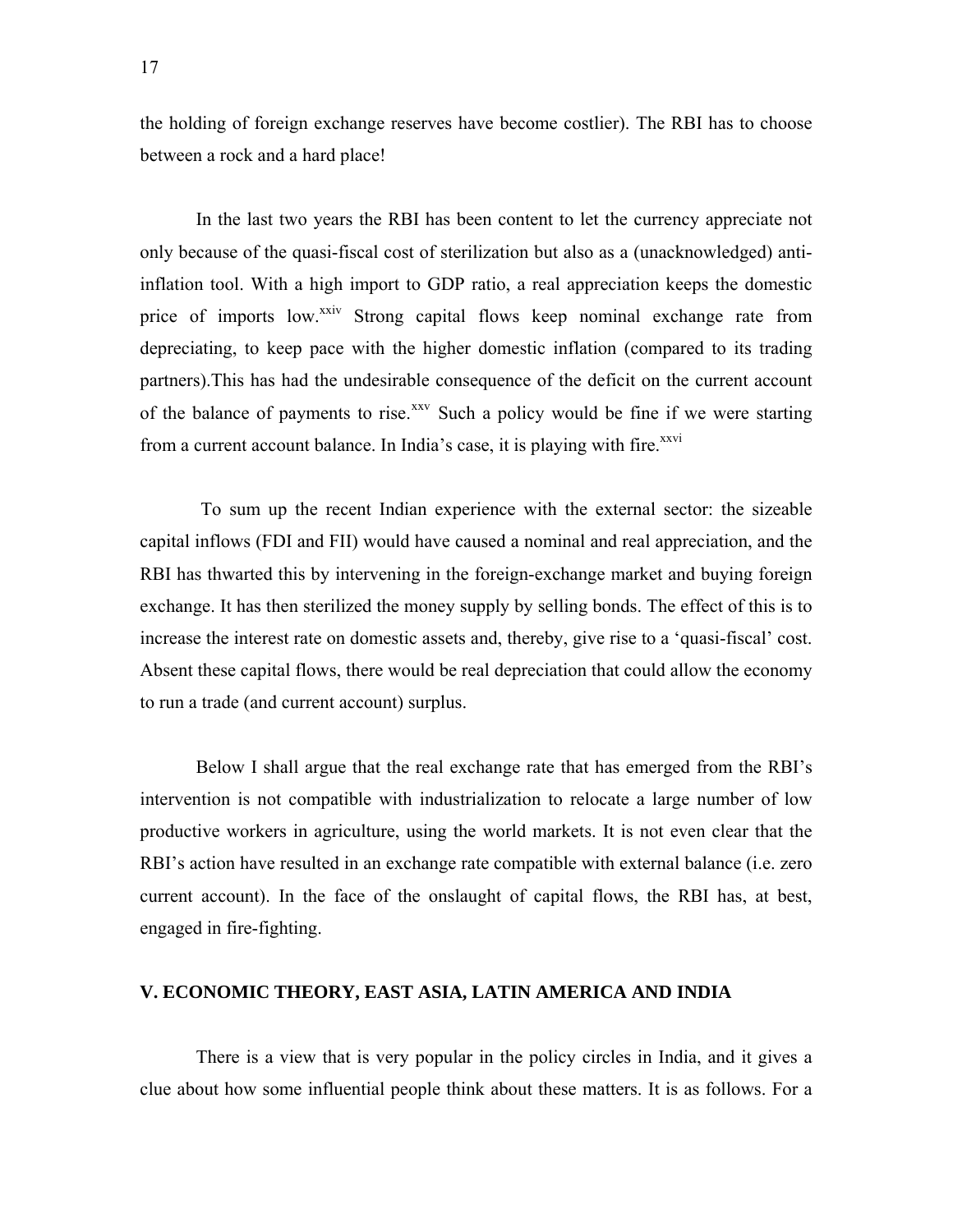the holding of foreign exchange reserves have become costlier). The RBI has to choose between a rock and a hard place!

In the last two years the RBI has been content to let the currency appreciate not only because of the quasi-fiscal cost of sterilization but also as a (unacknowledged) anti-inflation tool. With a high import to GDP ratio, a real appreciation keeps the domestic price of imports low.[xxiv] Strong capital flows keep nominal exchange rate from depreciating, to keep pace with the higher domestic inflation (compared to its trading partners).This has had the undesirable consequence of the deficit on the current account of the balance of payments to rise.[xxv] Such a policy would be fine if we were starting from a current account balance. In India's case, it is playing with fire.[xxvi]

To sum up the recent Indian experience with the external sector: the sizeable capital inflows (FDI and FII) would have caused a nominal and real appreciation, and the RBI has thwarted this by intervening in the foreign-exchange market and buying foreign exchange. It has then sterilized the money supply by selling bonds. The effect of this is to increase the interest rate on domestic assets and, thereby, give rise to a 'quasi-fiscal' cost. Absent these capital flows, there would be real depreciation that could allow the economy to run a trade (and current account) surplus.

Below I shall argue that the real exchange rate that has emerged from the RBI's intervention is not compatible with industrialization to relocate a large number of low productive workers in agriculture, using the world markets. It is not even clear that the RBI's action have resulted in an exchange rate compatible with external balance (i.e. zero current account). In the face of the onslaught of capital flows, the RBI has, at best, engaged in fire-fighting.

## V. ECONOMIC THEORY, EAST ASIA, LATIN AMERICA AND INDIA

There is a view that is very popular in the policy circles in India, and it gives a clue about how some influential people think about these matters. It is as follows. For a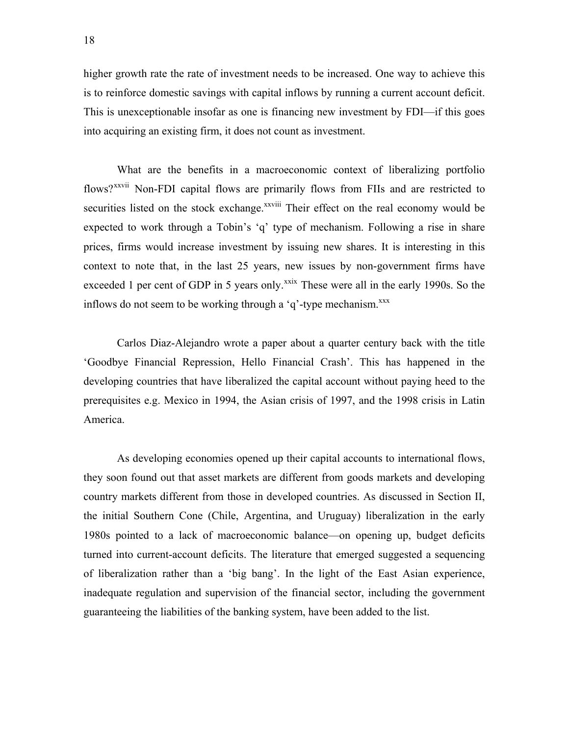higher growth rate the rate of investment needs to be increased. One way to achieve this is to reinforce domestic savings with capital inflows by running a current account deficit. This is unexceptionable insofar as one is financing new investment by FDI—if this goes into acquiring an existing firm, it does not count as investment.

What are the benefits in a macroeconomic context of liberalizing portfolio flows?[xxvii] Non-FDI capital flows are primarily flows from FIIs and are restricted to securities listed on the stock exchange.[xxviii] Their effect on the real economy would be expected to work through a Tobin's 'q' type of mechanism. Following a rise in share prices, firms would increase investment by issuing new shares. It is interesting in this context to note that, in the last 25 years, new issues by non-government firms have exceeded 1 per cent of GDP in 5 years only.[xxix] These were all in the early 1990s. So the inflows do not seem to be working through a 'q'-type mechanism.[xxx]

Carlos Diaz-Alejandro wrote a paper about a quarter century back with the title 'Goodbye Financial Repression, Hello Financial Crash'. This has happened in the developing countries that have liberalized the capital account without paying heed to the prerequisites e.g. Mexico in 1994, the Asian crisis of 1997, and the 1998 crisis in Latin America.

As developing economies opened up their capital accounts to international flows, they soon found out that asset markets are different from goods markets and developing country markets different from those in developed countries. As discussed in Section II, the initial Southern Cone (Chile, Argentina, and Uruguay) liberalization in the early 1980s pointed to a lack of macroeconomic balance—on opening up, budget deficits turned into current-account deficits. The literature that emerged suggested a sequencing of liberalization rather than a 'big bang'. In the light of the East Asian experience, inadequate regulation and supervision of the financial sector, including the government guaranteeing the liabilities of the banking system, have been added to the list.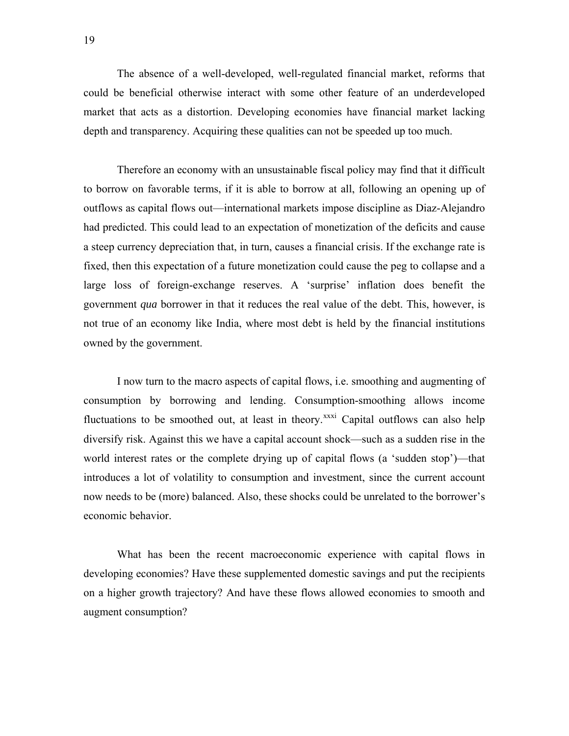The absence of a well-developed, well-regulated financial market, reforms that could be beneficial otherwise interact with some other feature of an underdeveloped market that acts as a distortion. Developing economies have financial market lacking depth and transparency. Acquiring these qualities can not be speeded up too much.

Therefore an economy with an unsustainable fiscal policy may find that it difficult to borrow on favorable terms, if it is able to borrow at all, following an opening up of outflows as capital flows out—international markets impose discipline as Diaz-Alejandro had predicted. This could lead to an expectation of monetization of the deficits and cause a steep currency depreciation that, in turn, causes a financial crisis. If the exchange rate is fixed, then this expectation of a future monetization could cause the peg to collapse and a large loss of foreign-exchange reserves. A 'surprise' inflation does benefit the government *qua* borrower in that it reduces the real value of the debt. This, however, is not true of an economy like India, where most debt is held by the financial institutions owned by the government.

I now turn to the macro aspects of capital flows, i.e. smoothing and augmenting of consumption by borrowing and lending. Consumption-smoothing allows income fluctuations to be smoothed out, at least in theory.[xxxi] Capital outflows can also help diversify risk. Against this we have a capital account shock—such as a sudden rise in the world interest rates or the complete drying up of capital flows (a 'sudden stop')—that introduces a lot of volatility to consumption and investment, since the current account now needs to be (more) balanced. Also, these shocks could be unrelated to the borrower's economic behavior.

What has been the recent macroeconomic experience with capital flows in developing economies? Have these supplemented domestic savings and put the recipients on a higher growth trajectory? And have these flows allowed economies to smooth and augment consumption?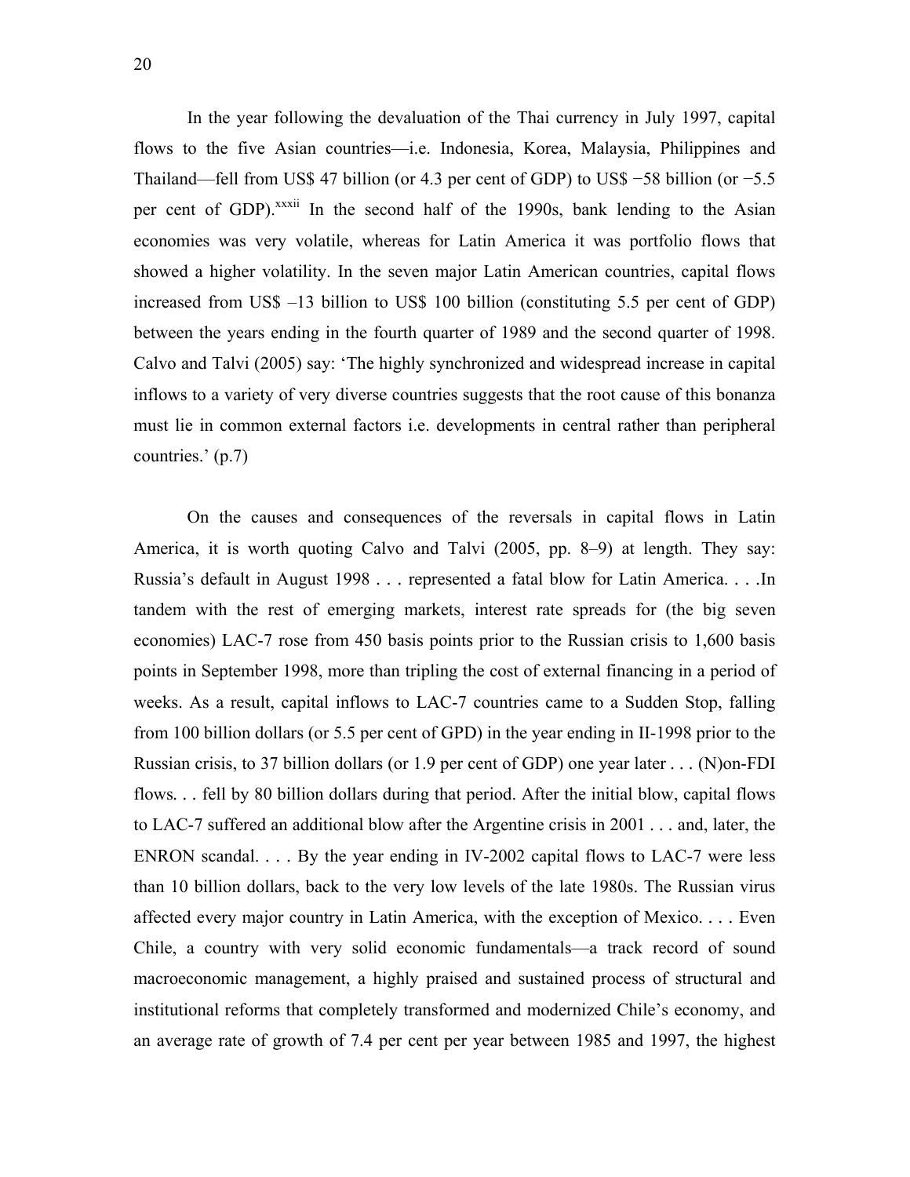In the year following the devaluation of the Thai currency in July 1997, capital flows to the five Asian countries—i.e. Indonesia, Korea, Malaysia, Philippines and Thailand—fell from US$ 47 billion (or 4.3 per cent of GDP) to US$ −58 billion (or −5.5 per cent of GDP).[xxxii] In the second half of the 1990s, bank lending to the Asian economies was very volatile, whereas for Latin America it was portfolio flows that showed a higher volatility. In the seven major Latin American countries, capital flows increased from US$ –13 billion to US$ 100 billion (constituting 5.5 per cent of GDP) between the years ending in the fourth quarter of 1989 and the second quarter of 1998. Calvo and Talvi (2005) say: 'The highly synchronized and widespread increase in capital inflows to a variety of very diverse countries suggests that the root cause of this bonanza must lie in common external factors i.e. developments in central rather than peripheral countries.' (p.7)

On the causes and consequences of the reversals in capital flows in Latin America, it is worth quoting Calvo and Talvi (2005, pp. 8–9) at length. They say: Russia's default in August 1998 . . . represented a fatal blow for Latin America. . . .In tandem with the rest of emerging markets, interest rate spreads for (the big seven economies) LAC-7 rose from 450 basis points prior to the Russian crisis to 1,600 basis points in September 1998, more than tripling the cost of external financing in a period of weeks. As a result, capital inflows to LAC-7 countries came to a Sudden Stop, falling from 100 billion dollars (or 5.5 per cent of GPD) in the year ending in II-1998 prior to the Russian crisis, to 37 billion dollars (or 1.9 per cent of GDP) one year later . . . (N)on-FDI flows. . . fell by 80 billion dollars during that period. After the initial blow, capital flows to LAC-7 suffered an additional blow after the Argentine crisis in 2001 . . . and, later, the ENRON scandal. . . . By the year ending in IV-2002 capital flows to LAC-7 were less than 10 billion dollars, back to the very low levels of the late 1980s. The Russian virus affected every major country in Latin America, with the exception of Mexico. . . . Even Chile, a country with very solid economic fundamentals—a track record of sound macroeconomic management, a highly praised and sustained process of structural and institutional reforms that completely transformed and modernized Chile's economy, and an average rate of growth of 7.4 per cent per year between 1985 and 1997, the highest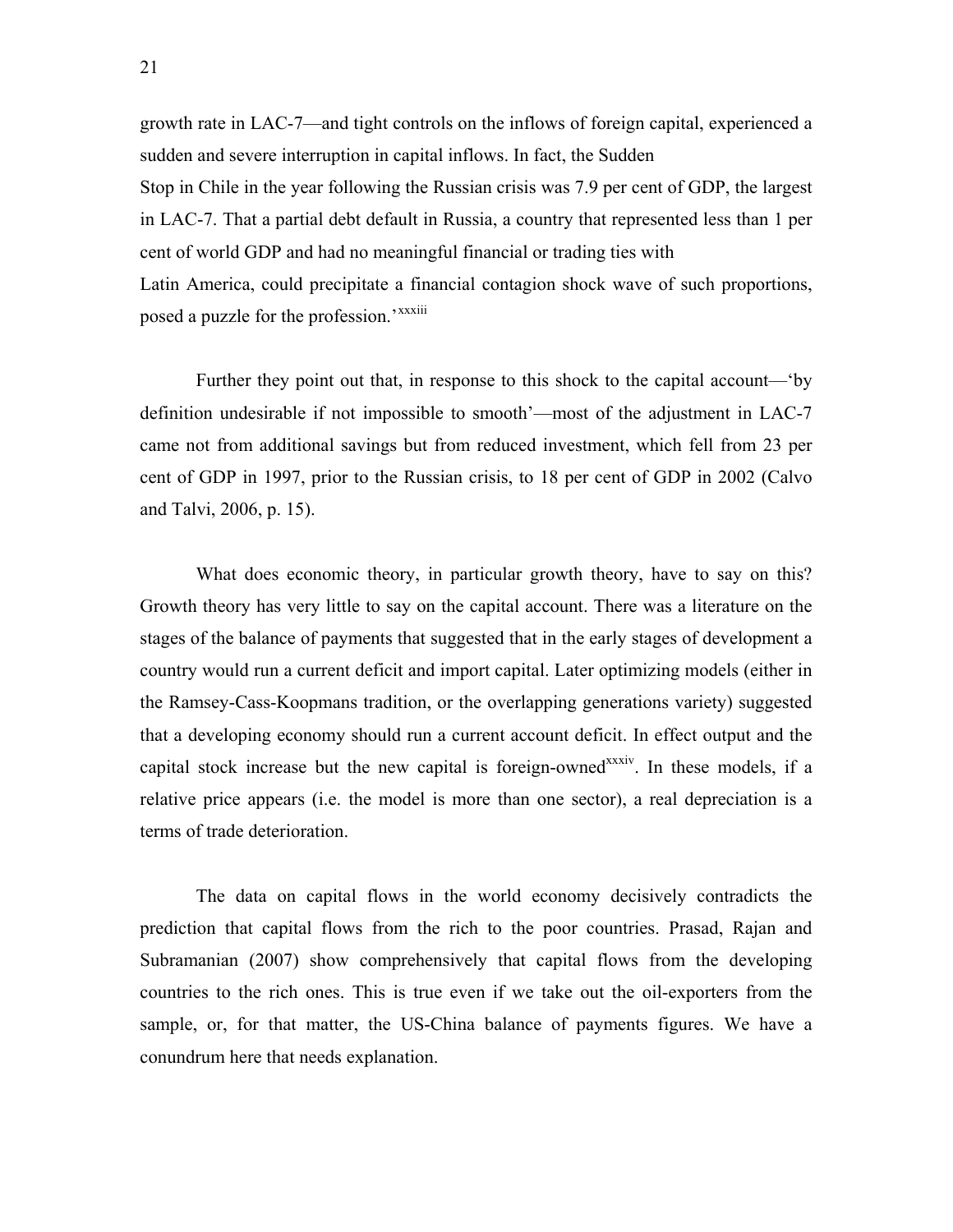growth rate in LAC-7—and tight controls on the inflows of foreign capital, experienced a sudden and severe interruption in capital inflows. In fact, the Sudden Stop in Chile in the year following the Russian crisis was 7.9 per cent of GDP, the largest in LAC-7. That a partial debt default in Russia, a country that represented less than 1 per cent of world GDP and had no meaningful financial or trading ties with Latin America, could precipitate a financial contagion shock wave of such proportions, posed a puzzle for the profession.'[xxxiii]

Further they point out that, in response to this shock to the capital account—'by definition undesirable if not impossible to smooth'—most of the adjustment in LAC-7 came not from additional savings but from reduced investment, which fell from 23 per cent of GDP in 1997, prior to the Russian crisis, to 18 per cent of GDP in 2002 (Calvo and Talvi, 2006, p. 15).

What does economic theory, in particular growth theory, have to say on this? Growth theory has very little to say on the capital account. There was a literature on the stages of the balance of payments that suggested that in the early stages of development a country would run a current deficit and import capital. Later optimizing models (either in the Ramsey-Cass-Koopmans tradition, or the overlapping generations variety) suggested that a developing economy should run a current account deficit. In effect output and the capital stock increase but the new capital is foreign-owned[xxxiv]. In these models, if a relative price appears (i.e. the model is more than one sector), a real depreciation is a terms of trade deterioration.

The data on capital flows in the world economy decisively contradicts the prediction that capital flows from the rich to the poor countries. Prasad, Rajan and Subramanian (2007) show comprehensively that capital flows from the developing countries to the rich ones. This is true even if we take out the oil-exporters from the sample, or, for that matter, the US-China balance of payments figures. We have a conundrum here that needs explanation.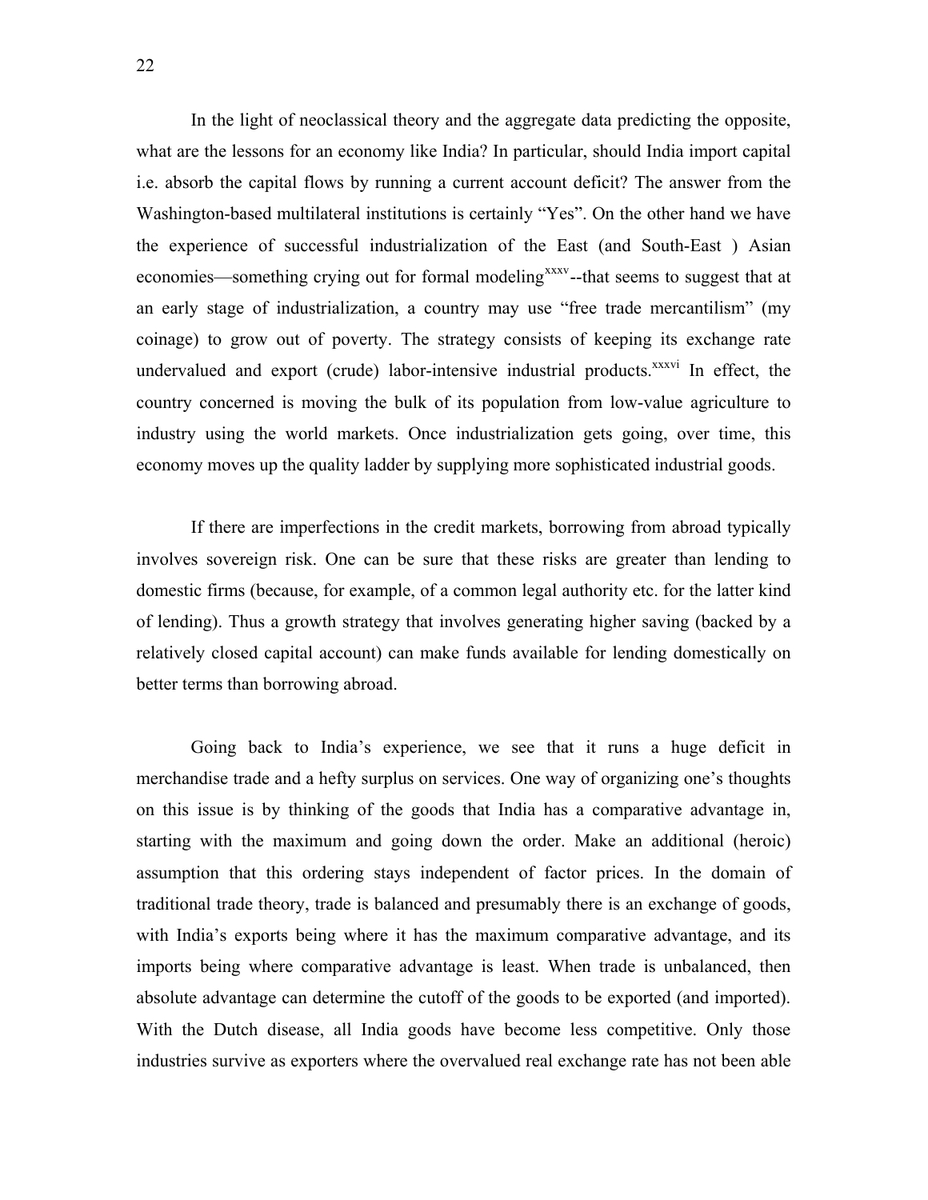In the light of neoclassical theory and the aggregate data predicting the opposite, what are the lessons for an economy like India? In particular, should India import capital i.e. absorb the capital flows by running a current account deficit? The answer from the Washington-based multilateral institutions is certainly "Yes". On the other hand we have the experience of successful industrialization of the East (and South-East ) Asian economies—something crying out for formal modeling[xxxv]--that seems to suggest that at an early stage of industrialization, a country may use "free trade mercantilism" (my coinage) to grow out of poverty. The strategy consists of keeping its exchange rate undervalued and export (crude) labor-intensive industrial products.[xxxvi] In effect, the country concerned is moving the bulk of its population from low-value agriculture to industry using the world markets. Once industrialization gets going, over time, this economy moves up the quality ladder by supplying more sophisticated industrial goods.

If there are imperfections in the credit markets, borrowing from abroad typically involves sovereign risk. One can be sure that these risks are greater than lending to domestic firms (because, for example, of a common legal authority etc. for the latter kind of lending). Thus a growth strategy that involves generating higher saving (backed by a relatively closed capital account) can make funds available for lending domestically on better terms than borrowing abroad.

Going back to India's experience, we see that it runs a huge deficit in merchandise trade and a hefty surplus on services. One way of organizing one's thoughts on this issue is by thinking of the goods that India has a comparative advantage in, starting with the maximum and going down the order. Make an additional (heroic) assumption that this ordering stays independent of factor prices. In the domain of traditional trade theory, trade is balanced and presumably there is an exchange of goods, with India's exports being where it has the maximum comparative advantage, and its imports being where comparative advantage is least. When trade is unbalanced, then absolute advantage can determine the cutoff of the goods to be exported (and imported). With the Dutch disease, all India goods have become less competitive. Only those industries survive as exporters where the overvalued real exchange rate has not been able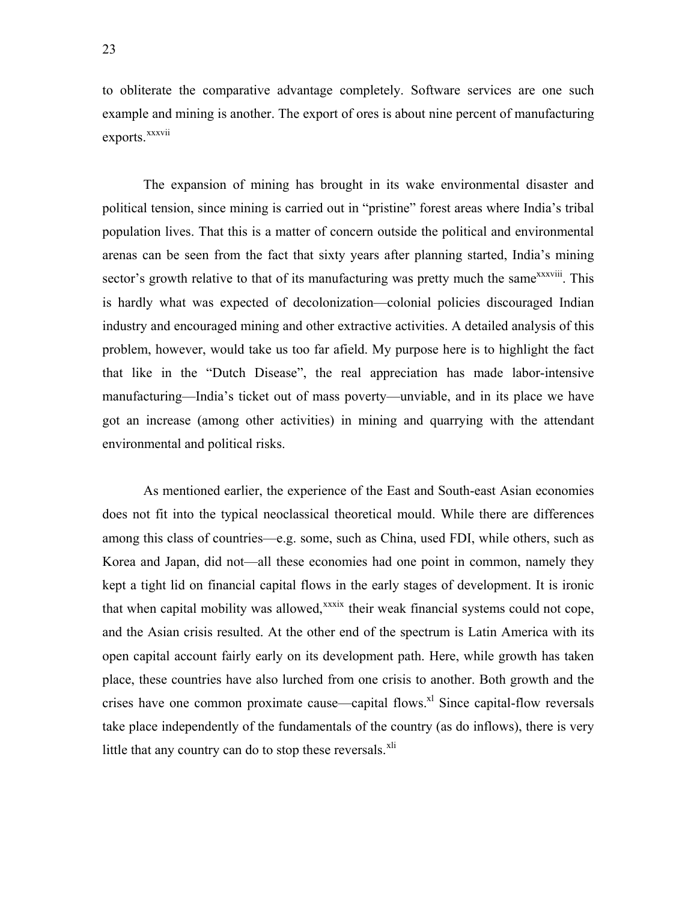to obliterate the comparative advantage completely. Software services are one such example and mining is another. The export of ores is about nine percent of manufacturing exports.[xxxvii]

The expansion of mining has brought in its wake environmental disaster and political tension, since mining is carried out in "pristine" forest areas where India's tribal population lives. That this is a matter of concern outside the political and environmental arenas can be seen from the fact that sixty years after planning started, India's mining sector's growth relative to that of its manufacturing was pretty much the same[xxxviii]. This is hardly what was expected of decolonization—colonial policies discouraged Indian industry and encouraged mining and other extractive activities. A detailed analysis of this problem, however, would take us too far afield. My purpose here is to highlight the fact that like in the "Dutch Disease", the real appreciation has made labor-intensive manufacturing—India's ticket out of mass poverty—unviable, and in its place we have got an increase (among other activities) in mining and quarrying with the attendant environmental and political risks.

As mentioned earlier, the experience of the East and South-east Asian economies does not fit into the typical neoclassical theoretical mould. While there are differences among this class of countries—e.g. some, such as China, used FDI, while others, such as Korea and Japan, did not—all these economies had one point in common, namely they kept a tight lid on financial capital flows in the early stages of development. It is ironic that when capital mobility was allowed,[xxxix] their weak financial systems could not cope, and the Asian crisis resulted. At the other end of the spectrum is Latin America with its open capital account fairly early on its development path. Here, while growth has taken place, these countries have also lurched from one crisis to another. Both growth and the crises have one common proximate cause—capital flows.[xl] Since capital-flow reversals take place independently of the fundamentals of the country (as do inflows), there is very little that any country can do to stop these reversals.[xli]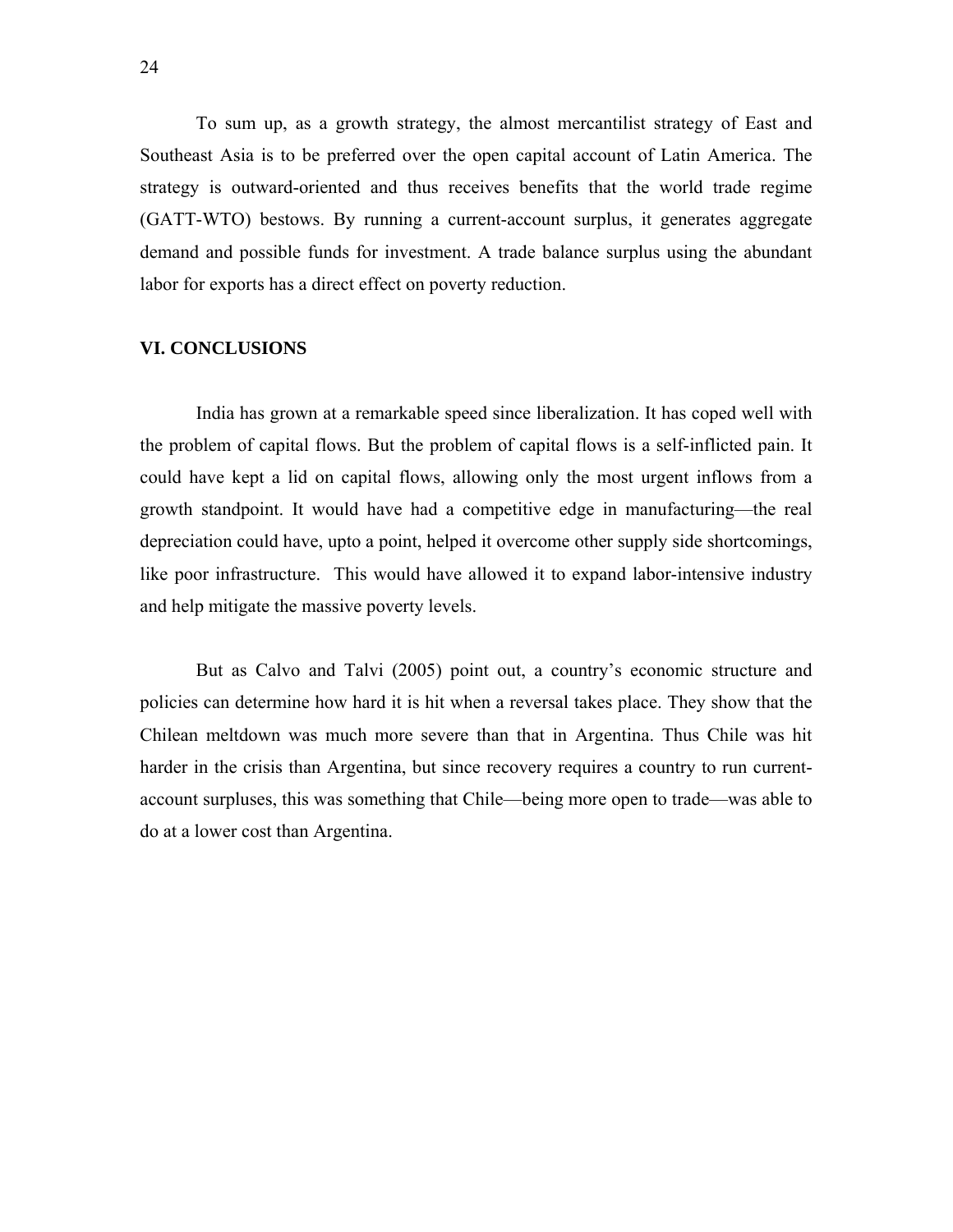To sum up, as a growth strategy, the almost mercantilist strategy of East and Southeast Asia is to be preferred over the open capital account of Latin America. The strategy is outward-oriented and thus receives benefits that the world trade regime (GATT-WTO) bestows. By running a current-account surplus, it generates aggregate demand and possible funds for investment. A trade balance surplus using the abundant labor for exports has a direct effect on poverty reduction.

## VI. CONCLUSIONS

India has grown at a remarkable speed since liberalization. It has coped well with the problem of capital flows. But the problem of capital flows is a self-inflicted pain. It could have kept a lid on capital flows, allowing only the most urgent inflows from a growth standpoint. It would have had a competitive edge in manufacturing—the real depreciation could have, upto a point, helped it overcome other supply side shortcomings, like poor infrastructure. This would have allowed it to expand labor-intensive industry and help mitigate the massive poverty levels.

But as Calvo and Talvi (2005) point out, a country's economic structure and policies can determine how hard it is hit when a reversal takes place. They show that the Chilean meltdown was much more severe than that in Argentina. Thus Chile was hit harder in the crisis than Argentina, but since recovery requires a country to run current-account surpluses, this was something that Chile—being more open to trade—was able to do at a lower cost than Argentina.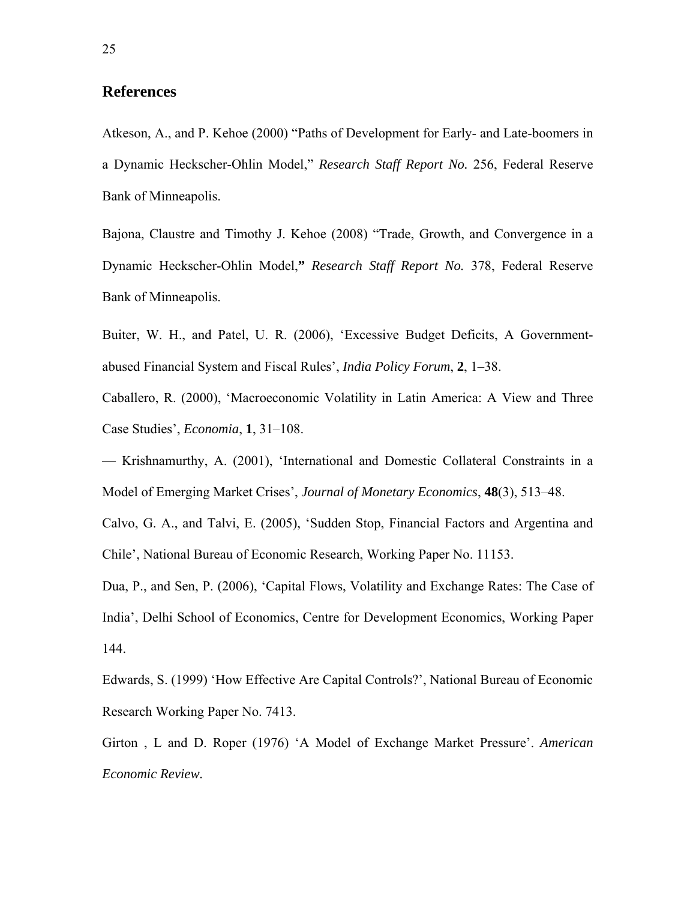## References

Atkeson, A., and P. Kehoe (2000) “Paths of Development for Early- and Late-boomers in a Dynamic Heckscher-Ohlin Model,” *Research Staff Report No.* 256, Federal Reserve Bank of Minneapolis.

Bajona, Claustre and Timothy J. Kehoe (2008) “Trade, Growth, and Convergence in a Dynamic Heckscher-Ohlin Model,**”** *Research Staff Report No.* 378, Federal Reserve Bank of Minneapolis.

Buiter, W. H., and Patel, U. R. (2006), ‘Excessive Budget Deficits, A Government-abused Financial System and Fiscal Rules’, *India Policy Forum*, **2**, 1–38.

Caballero, R. (2000), ‘Macroeconomic Volatility in Latin America: A View and Three Case Studies’, *Economia*, **1**, 31–108.

— Krishnamurthy, A. (2001), ‘International and Domestic Collateral Constraints in a Model of Emerging Market Crises’, *Journal of Monetary Economics*, **48**(3), 513–48.

Calvo, G. A., and Talvi, E. (2005), ‘Sudden Stop, Financial Factors and Argentina and Chile’, National Bureau of Economic Research, Working Paper No. 11153.

Dua, P., and Sen, P. (2006), ‘Capital Flows, Volatility and Exchange Rates: The Case of India’, Delhi School of Economics, Centre for Development Economics, Working Paper 144.

Edwards, S. (1999) ‘How Effective Are Capital Controls?’, National Bureau of Economic Research Working Paper No. 7413.

Girton , L and D. Roper (1976) ‘A Model of Exchange Market Pressure’. *American Economic Review.*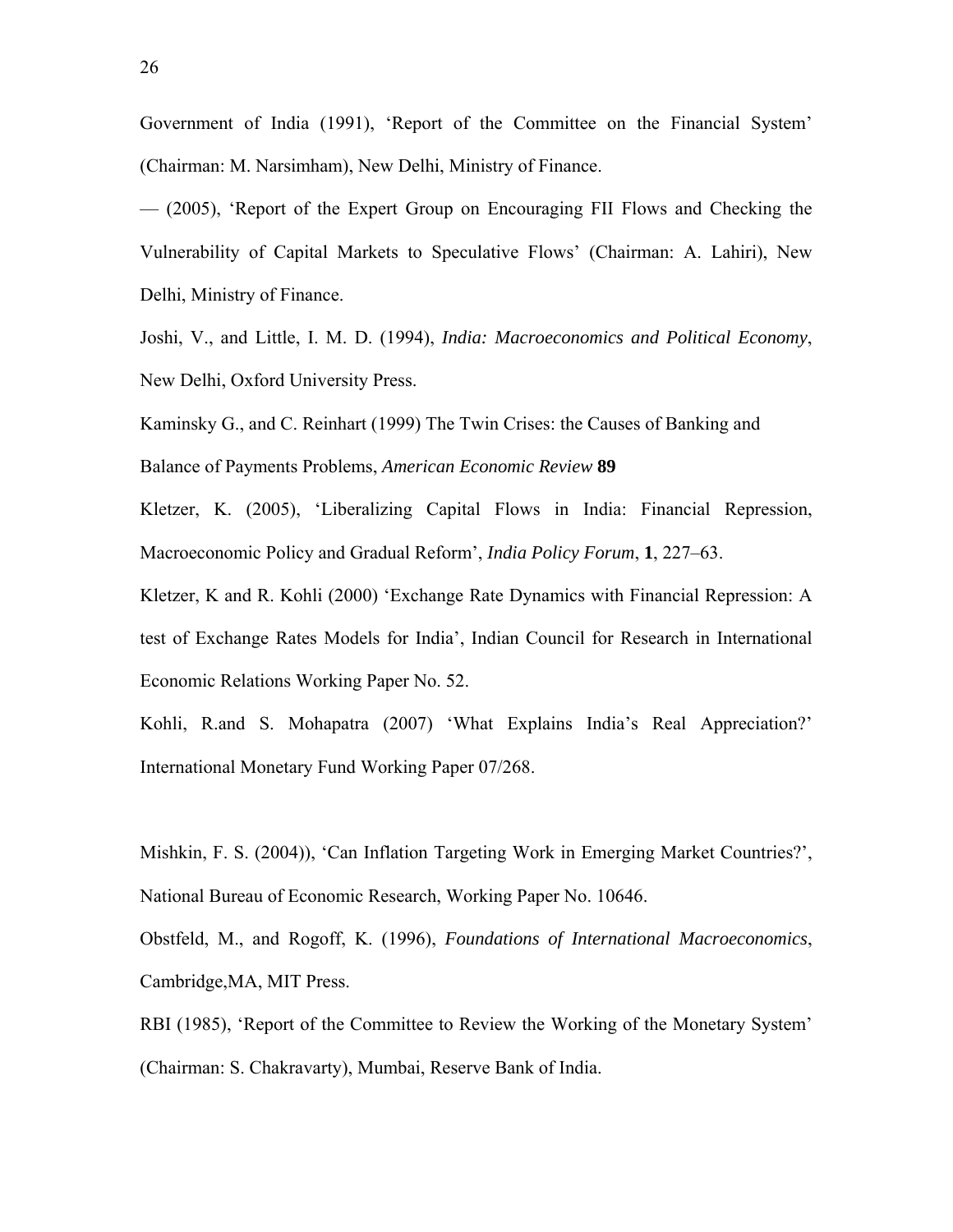Government of India (1991), 'Report of the Committee on the Financial System' (Chairman: M. Narsimham), New Delhi, Ministry of Finance.

— (2005), 'Report of the Expert Group on Encouraging FII Flows and Checking the Vulnerability of Capital Markets to Speculative Flows' (Chairman: A. Lahiri), New Delhi, Ministry of Finance.

Joshi, V., and Little, I. M. D. (1994), *India: Macroeconomics and Political Economy*, New Delhi, Oxford University Press.

Kaminsky G., and C. Reinhart (1999) The Twin Crises: the Causes of Banking and Balance of Payments Problems, *American Economic Review* **89**

Kletzer, K. (2005), 'Liberalizing Capital Flows in India: Financial Repression, Macroeconomic Policy and Gradual Reform', *India Policy Forum*, **1**, 227–63.

Kletzer, K and R. Kohli (2000) 'Exchange Rate Dynamics with Financial Repression: A test of Exchange Rates Models for India', Indian Council for Research in International Economic Relations Working Paper No. 52.

Kohli, R.and S. Mohapatra (2007) 'What Explains India's Real Appreciation?' International Monetary Fund Working Paper 07/268.

Mishkin, F. S. (2004)), 'Can Inflation Targeting Work in Emerging Market Countries?', National Bureau of Economic Research, Working Paper No. 10646.

Obstfeld, M., and Rogoff, K. (1996), *Foundations of International Macroeconomics*, Cambridge,MA, MIT Press.

RBI (1985), 'Report of the Committee to Review the Working of the Monetary System' (Chairman: S. Chakravarty), Mumbai, Reserve Bank of India.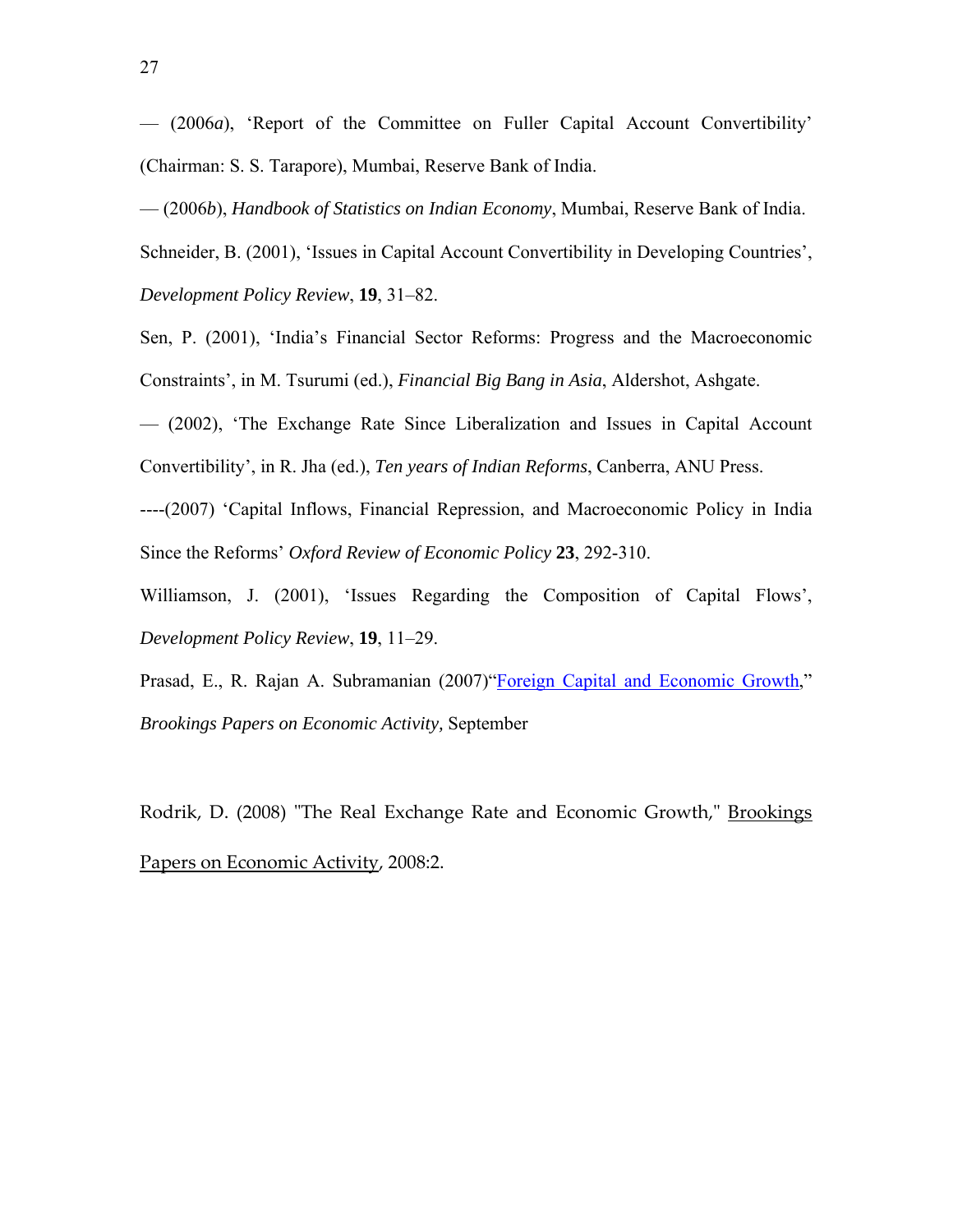— (2006*a*), 'Report of the Committee on Fuller Capital Account Convertibility' (Chairman: S. S. Tarapore), Mumbai, Reserve Bank of India.

— (2006*b*), *Handbook of Statistics on Indian Economy*, Mumbai, Reserve Bank of India.

Schneider, B. (2001), 'Issues in Capital Account Convertibility in Developing Countries', *Development Policy Review*, **19**, 31–82.

Sen, P. (2001), 'India's Financial Sector Reforms: Progress and the Macroeconomic Constraints', in M. Tsurumi (ed.), *Financial Big Bang in Asia*, Aldershot, Ashgate.

— (2002), 'The Exchange Rate Since Liberalization and Issues in Capital Account Convertibility', in R. Jha (ed.), *Ten years of Indian Reforms*, Canberra, ANU Press.

----(2007) 'Capital Inflows, Financial Repression, and Macroeconomic Policy in India Since the Reforms' *Oxford Review of Economic Policy* **23**, 292-310.

Williamson, J. (2001), 'Issues Regarding the Composition of Capital Flows', *Development Policy Review*, **19**, 11–29.

Prasad, E., R. Rajan A. Subramanian (2007)"Foreign Capital and Economic Growth," *Brookings Papers on Economic Activity,* September

Rodrik, D. (2008) "The Real Exchange Rate and Economic Growth," Brookings Papers on Economic Activity, 2008:2.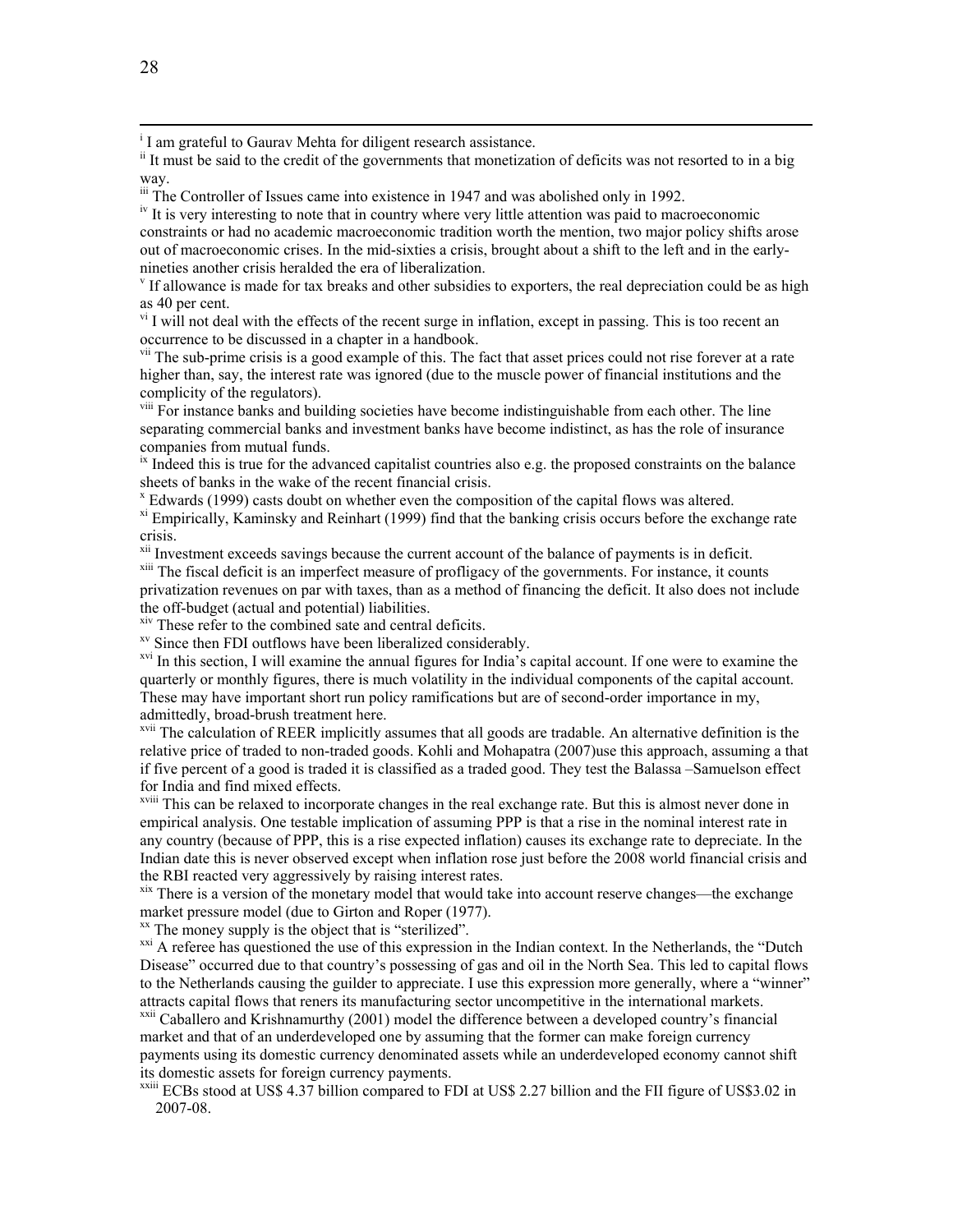[i] I am grateful to Gaurav Mehta for diligent research assistance.

[ii] It must be said to the credit of the governments that monetization of deficits was not resorted to in a big way.

[iii] The Controller of Issues came into existence in 1947 and was abolished only in 1992.

[iv] It is very interesting to note that in country where very little attention was paid to macroeconomic constraints or had no academic macroeconomic tradition worth the mention, two major policy shifts arose out of macroeconomic crises. In the mid-sixties a crisis, brought about a shift to the left and in the early-nineties another crisis heralded the era of liberalization.

[v] If allowance is made for tax breaks and other subsidies to exporters, the real depreciation could be as high as 40 per cent.

[vi] I will not deal with the effects of the recent surge in inflation, except in passing. This is too recent an occurrence to be discussed in a chapter in a handbook.

[vii] The sub-prime crisis is a good example of this. The fact that asset prices could not rise forever at a rate higher than, say, the interest rate was ignored (due to the muscle power of financial institutions and the complicity of the regulators).

[viii] For instance banks and building societies have become indistinguishable from each other. The line separating commercial banks and investment banks have become indistinct, as has the role of insurance companies from mutual funds.

[ix] Indeed this is true for the advanced capitalist countries also e.g. the proposed constraints on the balance sheets of banks in the wake of the recent financial crisis.

[x] Edwards (1999) casts doubt on whether even the composition of the capital flows was altered.

[xi] Empirically, Kaminsky and Reinhart (1999) find that the banking crisis occurs before the exchange rate crisis.

[xii] Investment exceeds savings because the current account of the balance of payments is in deficit.

[xiii] The fiscal deficit is an imperfect measure of profligacy of the governments. For instance, it counts privatization revenues on par with taxes, than as a method of financing the deficit. It also does not include the off-budget (actual and potential) liabilities.

[xiv] These refer to the combined sate and central deficits.

[xv] Since then FDI outflows have been liberalized considerably.

[xvi] In this section, I will examine the annual figures for India's capital account. If one were to examine the quarterly or monthly figures, there is much volatility in the individual components of the capital account. These may have important short run policy ramifications but are of second-order importance in my, admittedly, broad-brush treatment here.

[xvii] The calculation of REER implicitly assumes that all goods are tradable. An alternative definition is the relative price of traded to non-traded goods. Kohli and Mohapatra (2007)use this approach, assuming a that if five percent of a good is traded it is classified as a traded good. They test the Balassa –Samuelson effect for India and find mixed effects.

[xviii] This can be relaxed to incorporate changes in the real exchange rate. But this is almost never done in empirical analysis. One testable implication of assuming PPP is that a rise in the nominal interest rate in any country (because of PPP, this is a rise expected inflation) causes its exchange rate to depreciate. In the Indian date this is never observed except when inflation rose just before the 2008 world financial crisis and the RBI reacted very aggressively by raising interest rates.

[xix] There is a version of the monetary model that would take into account reserve changes—the exchange market pressure model (due to Girton and Roper (1977).

[xx] The money supply is the object that is "sterilized".

[xxi] A referee has questioned the use of this expression in the Indian context. In the Netherlands, the "Dutch Disease" occurred due to that country's possessing of gas and oil in the North Sea. This led to capital flows to the Netherlands causing the guilder to appreciate. I use this expression more generally, where a "winner" attracts capital flows that reners its manufacturing sector uncompetitive in the international markets.

[xxii] Caballero and Krishnamurthy (2001) model the difference between a developed country's financial market and that of an underdeveloped one by assuming that the former can make foreign currency payments using its domestic currency denominated assets while an underdeveloped economy cannot shift its domestic assets for foreign currency payments.

[xxiii] ECBs stood at US$ 4.37 billion compared to FDI at US$ 2.27 billion and the FII figure of US$3.02 in 2007-08.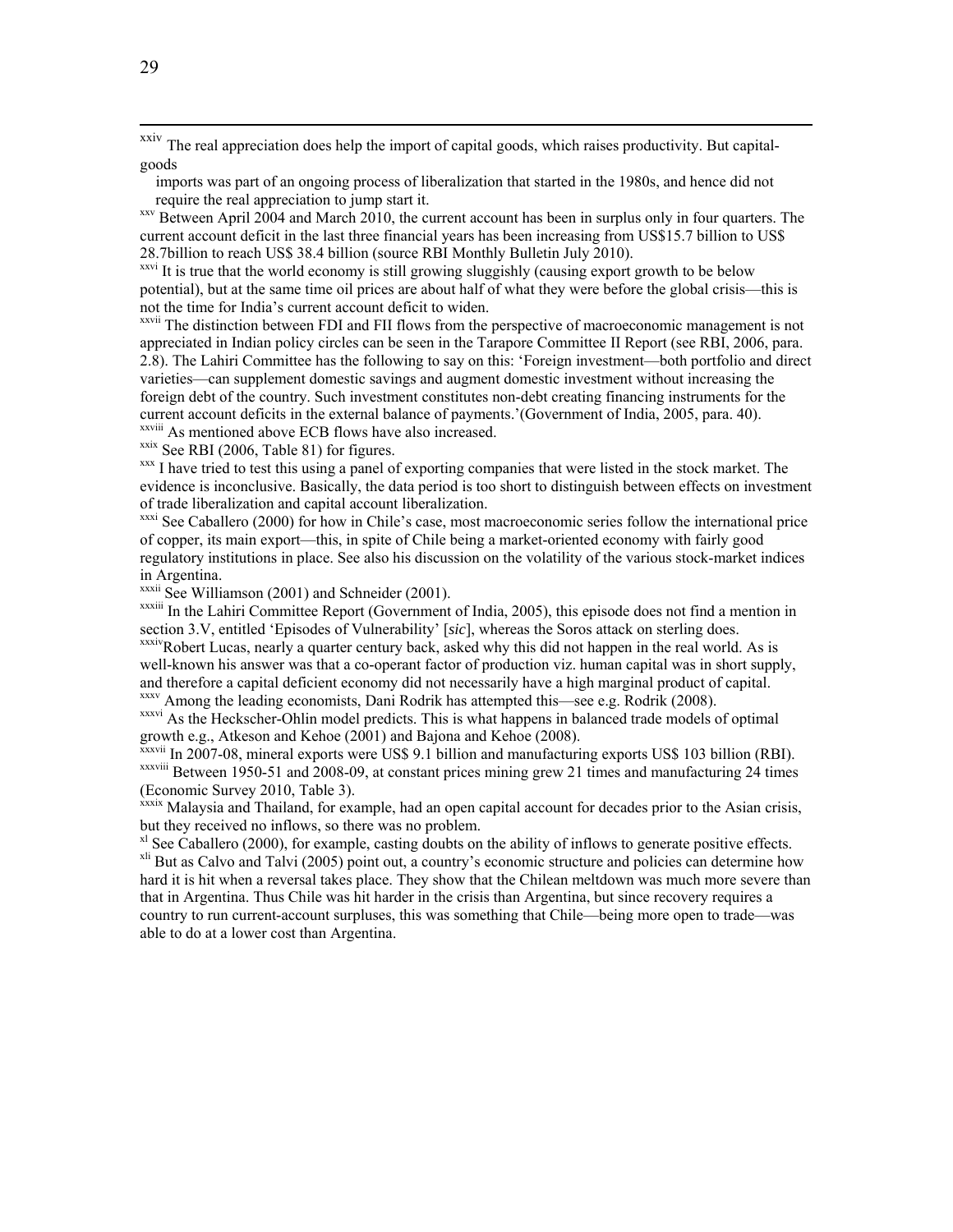[xxiv] The real appreciation does help the import of capital goods, which raises productivity. But capital-goods imports was part of an ongoing process of liberalization that started in the 1980s, and hence did not require the real appreciation to jump start it.

[xxv] Between April 2004 and March 2010, the current account has been in surplus only in four quarters. The current account deficit in the last three financial years has been increasing from US$15.7 billion to US$ 28.7billion to reach US$ 38.4 billion (source RBI Monthly Bulletin July 2010).

[xxvi] It is true that the world economy is still growing sluggishly (causing export growth to be below potential), but at the same time oil prices are about half of what they were before the global crisis—this is not the time for India's current account deficit to widen.

[xxvii] The distinction between FDI and FII flows from the perspective of macroeconomic management is not appreciated in Indian policy circles can be seen in the Tarapore Committee II Report (see RBI, 2006, para. 2.8). The Lahiri Committee has the following to say on this: 'Foreign investment—both portfolio and direct varieties—can supplement domestic savings and augment domestic investment without increasing the foreign debt of the country. Such investment constitutes non-debt creating financing instruments for the current account deficits in the external balance of payments.'(Government of India, 2005, para. 40).

[xxviii] As mentioned above ECB flows have also increased.

[xxix] See RBI (2006, Table 81) for figures.

[xxx] I have tried to test this using a panel of exporting companies that were listed in the stock market. The evidence is inconclusive. Basically, the data period is too short to distinguish between effects on investment of trade liberalization and capital account liberalization.

[xxxi] See Caballero (2000) for how in Chile's case, most macroeconomic series follow the international price of copper, its main export—this, in spite of Chile being a market-oriented economy with fairly good regulatory institutions in place. See also his discussion on the volatility of the various stock-market indices in Argentina.

[xxxii] See Williamson (2001) and Schneider (2001).

[xxxiii] In the Lahiri Committee Report (Government of India, 2005), this episode does not find a mention in section 3.V, entitled 'Episodes of Vulnerability' [*sic*], whereas the Soros attack on sterling does.

[xxxiv] Robert Lucas, nearly a quarter century back, asked why this did not happen in the real world. As is well-known his answer was that a co-operant factor of production viz. human capital was in short supply, and therefore a capital deficient economy did not necessarily have a high marginal product of capital.

[xxxv] Among the leading economists, Dani Rodrik has attempted this—see e.g. Rodrik (2008).

[xxxvi] As the Heckscher-Ohlin model predicts. This is what happens in balanced trade models of optimal growth e.g., Atkeson and Kehoe (2001) and Bajona and Kehoe (2008).

[xxxvii] In 2007-08, mineral exports were US$ 9.1 billion and manufacturing exports US$ 103 billion (RBI).

[xxxviii] Between 1950-51 and 2008-09, at constant prices mining grew 21 times and manufacturing 24 times (Economic Survey 2010, Table 3).

[xxxix] Malaysia and Thailand, for example, had an open capital account for decades prior to the Asian crisis, but they received no inflows, so there was no problem.

[xl] See Caballero (2000), for example, casting doubts on the ability of inflows to generate positive effects.

[xli] But as Calvo and Talvi (2005) point out, a country's economic structure and policies can determine how hard it is hit when a reversal takes place. They show that the Chilean meltdown was much more severe than that in Argentina. Thus Chile was hit harder in the crisis than Argentina, but since recovery requires a country to run current-account surpluses, this was something that Chile—being more open to trade—was able to do at a lower cost than Argentina.